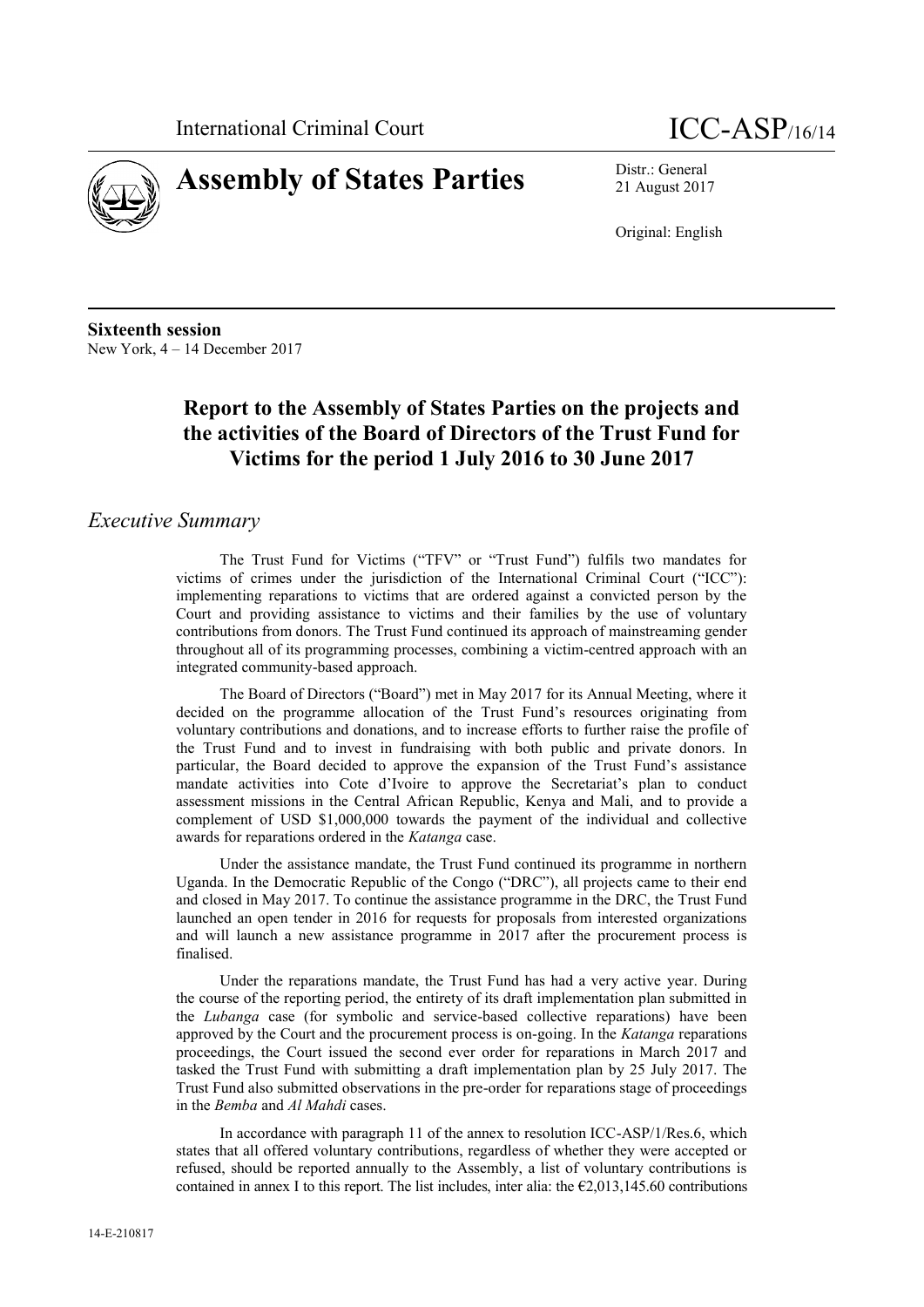International Criminal Court

# ICC-ASP/16/14

# Assembly of States Parties

Distr.: General
21 August 2017

Original: English

**Sixteenth session**
New York, 4 – 14 December 2017

## Report to the Assembly of States Parties on the projects and the activities of the Board of Directors of the Trust Fund for Victims for the period 1 July 2016 to 30 June 2017

### *Executive Summary*

The Trust Fund for Victims ("TFV" or "Trust Fund") fulfils two mandates for victims of crimes under the jurisdiction of the International Criminal Court ("ICC"): implementing reparations to victims that are ordered against a convicted person by the Court and providing assistance to victims and their families by the use of voluntary contributions from donors. The Trust Fund continued its approach of mainstreaming gender throughout all of its programming processes, combining a victim-centred approach with an integrated community-based approach.

The Board of Directors ("Board") met in May 2017 for its Annual Meeting, where it decided on the programme allocation of the Trust Fund's resources originating from voluntary contributions and donations, and to increase efforts to further raise the profile of the Trust Fund and to invest in fundraising with both public and private donors. In particular, the Board decided to approve the expansion of the Trust Fund's assistance mandate activities into Cote d'Ivoire to approve the Secretariat's plan to conduct assessment missions in the Central African Republic, Kenya and Mali, and to provide a complement of USD \$1,000,000 towards the payment of the individual and collective awards for reparations ordered in the *Katanga* case.

Under the assistance mandate, the Trust Fund continued its programme in northern Uganda. In the Democratic Republic of the Congo ("DRC"), all projects came to their end and closed in May 2017. To continue the assistance programme in the DRC, the Trust Fund launched an open tender in 2016 for requests for proposals from interested organizations and will launch a new assistance programme in 2017 after the procurement process is finalised.

Under the reparations mandate, the Trust Fund has had a very active year. During the course of the reporting period, the entirety of its draft implementation plan submitted in the *Lubanga* case (for symbolic and service-based collective reparations) have been approved by the Court and the procurement process is on-going. In the *Katanga* reparations proceedings, the Court issued the second ever order for reparations in March 2017 and tasked the Trust Fund with submitting a draft implementation plan by 25 July 2017. The Trust Fund also submitted observations in the pre-order for reparations stage of proceedings in the *Bemba* and *Al Mahdi* cases.

In accordance with paragraph 11 of the annex to resolution ICC-ASP/1/Res.6, which states that all offered voluntary contributions, regardless of whether they were accepted or refused, should be reported annually to the Assembly, a list of voluntary contributions is contained in annex I to this report. The list includes, inter alia: the €2,013,145.60 contributions

14-E-210817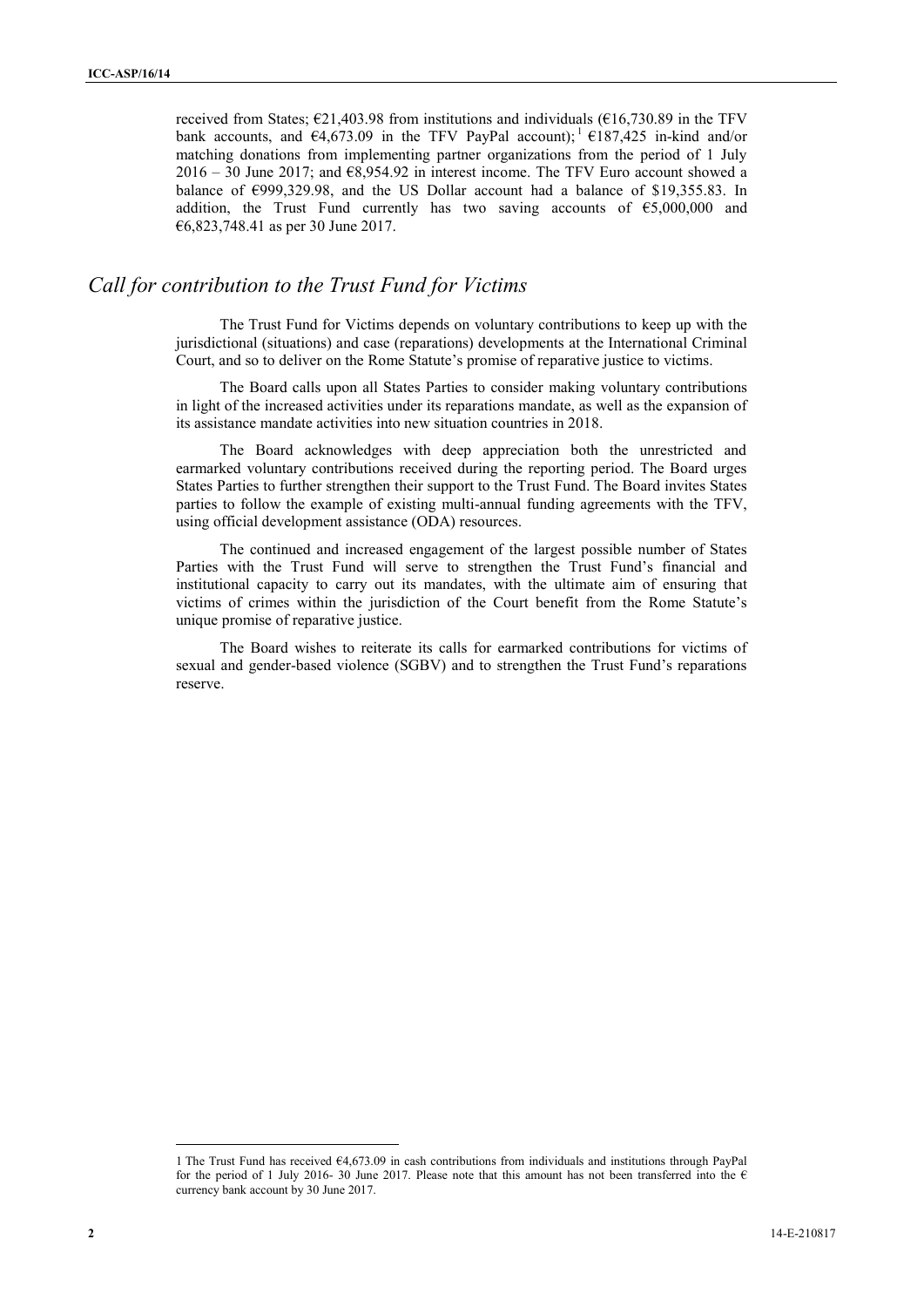received from States; €21,403.98 from institutions and individuals (€16,730.89 in the TFV bank accounts, and €4,673.09 in the TFV PayPal account);[1] €187,425 in-kind and/or matching donations from implementing partner organizations from the period of 1 July 2016 – 30 June 2017; and €8,954.92 in interest income. The TFV Euro account showed a balance of €999,329.98, and the US Dollar account had a balance of $19,355.83. In addition, the Trust Fund currently has two saving accounts of €5,000,000 and €6,823,748.41 as per 30 June 2017.

## *Call for contribution to the Trust Fund for Victims*

The Trust Fund for Victims depends on voluntary contributions to keep up with the jurisdictional (situations) and case (reparations) developments at the International Criminal Court, and so to deliver on the Rome Statute's promise of reparative justice to victims.

The Board calls upon all States Parties to consider making voluntary contributions in light of the increased activities under its reparations mandate, as well as the expansion of its assistance mandate activities into new situation countries in 2018.

The Board acknowledges with deep appreciation both the unrestricted and earmarked voluntary contributions received during the reporting period. The Board urges States Parties to further strengthen their support to the Trust Fund. The Board invites States parties to follow the example of existing multi-annual funding agreements with the TFV, using official development assistance (ODA) resources.

The continued and increased engagement of the largest possible number of States Parties with the Trust Fund will serve to strengthen the Trust Fund's financial and institutional capacity to carry out its mandates, with the ultimate aim of ensuring that victims of crimes within the jurisdiction of the Court benefit from the Rome Statute's unique promise of reparative justice.

The Board wishes to reiterate its calls for earmarked contributions for victims of sexual and gender-based violence (SGBV) and to strengthen the Trust Fund's reparations reserve.

---

[1] The Trust Fund has received €4,673.09 in cash contributions from individuals and institutions through PayPal for the period of 1 July 2016- 30 June 2017. Please note that this amount has not been transferred into the € currency bank account by 30 June 2017.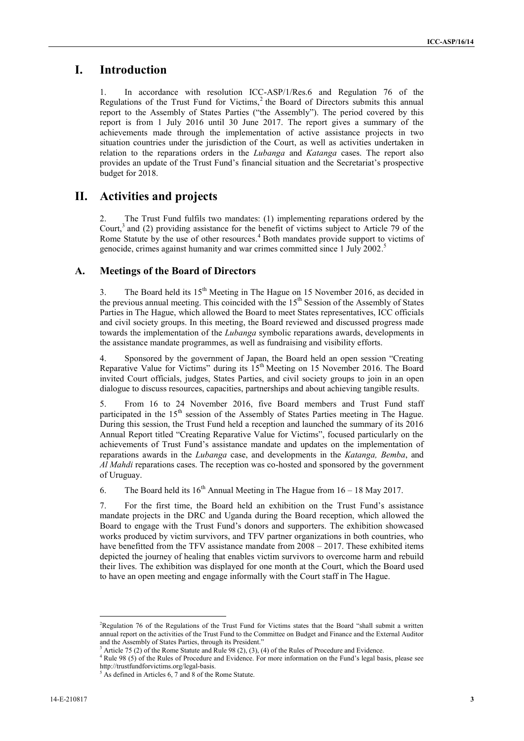# I. Introduction

1. In accordance with resolution ICC-ASP/1/Res.6 and Regulation 76 of the Regulations of the Trust Fund for Victims,[2] the Board of Directors submits this annual report to the Assembly of States Parties ("the Assembly"). The period covered by this report is from 1 July 2016 until 30 June 2017. The report gives a summary of the achievements made through the implementation of active assistance projects in two situation countries under the jurisdiction of the Court, as well as activities undertaken in relation to the reparations orders in the *Lubanga* and *Katanga* cases. The report also provides an update of the Trust Fund's financial situation and the Secretariat's prospective budget for 2018.

# II. Activities and projects

2. The Trust Fund fulfils two mandates: (1) implementing reparations ordered by the Court,[3] and (2) providing assistance for the benefit of victims subject to Article 79 of the Rome Statute by the use of other resources.[4] Both mandates provide support to victims of genocide, crimes against humanity and war crimes committed since 1 July 2002.[5]

## A. Meetings of the Board of Directors

3. The Board held its 15th Meeting in The Hague on 15 November 2016, as decided in the previous annual meeting. This coincided with the 15th Session of the Assembly of States Parties in The Hague, which allowed the Board to meet States representatives, ICC officials and civil society groups. In this meeting, the Board reviewed and discussed progress made towards the implementation of the *Lubanga* symbolic reparations awards, developments in the assistance mandate programmes, as well as fundraising and visibility efforts.

4. Sponsored by the government of Japan, the Board held an open session "Creating Reparative Value for Victims" during its 15th Meeting on 15 November 2016. The Board invited Court officials, judges, States Parties, and civil society groups to join in an open dialogue to discuss resources, capacities, partnerships and about achieving tangible results.

5. From 16 to 24 November 2016, five Board members and Trust Fund staff participated in the 15th session of the Assembly of States Parties meeting in The Hague. During this session, the Trust Fund held a reception and launched the summary of its 2016 Annual Report titled "Creating Reparative Value for Victims", focused particularly on the achievements of Trust Fund's assistance mandate and updates on the implementation of reparations awards in the *Lubanga* case, and developments in the *Katanga, Bemba*, and *Al Mahdi* reparations cases. The reception was co-hosted and sponsored by the government of Uruguay.

6. The Board held its 16th Annual Meeting in The Hague from 16 – 18 May 2017.

7. For the first time, the Board held an exhibition on the Trust Fund's assistance mandate projects in the DRC and Uganda during the Board reception, which allowed the Board to engage with the Trust Fund's donors and supporters. The exhibition showcased works produced by victim survivors, and TFV partner organizations in both countries, who have benefitted from the TFV assistance mandate from 2008 – 2017. These exhibited items depicted the journey of healing that enables victim survivors to overcome harm and rebuild their lives. The exhibition was displayed for one month at the Court, which the Board used to have an open meeting and engage informally with the Court staff in The Hague.

---

[2] Regulation 76 of the Regulations of the Trust Fund for Victims states that the Board "shall submit a written annual report on the activities of the Trust Fund to the Committee on Budget and Finance and the External Auditor and the Assembly of States Parties, through its President."

[3] Article 75 (2) of the Rome Statute and Rule 98 (2), (3), (4) of the Rules of Procedure and Evidence.

[4] Rule 98 (5) of the Rules of Procedure and Evidence. For more information on the Fund's legal basis, please see http://trustfundforvictims.org/legal-basis.

[5] As defined in Articles 6, 7 and 8 of the Rome Statute.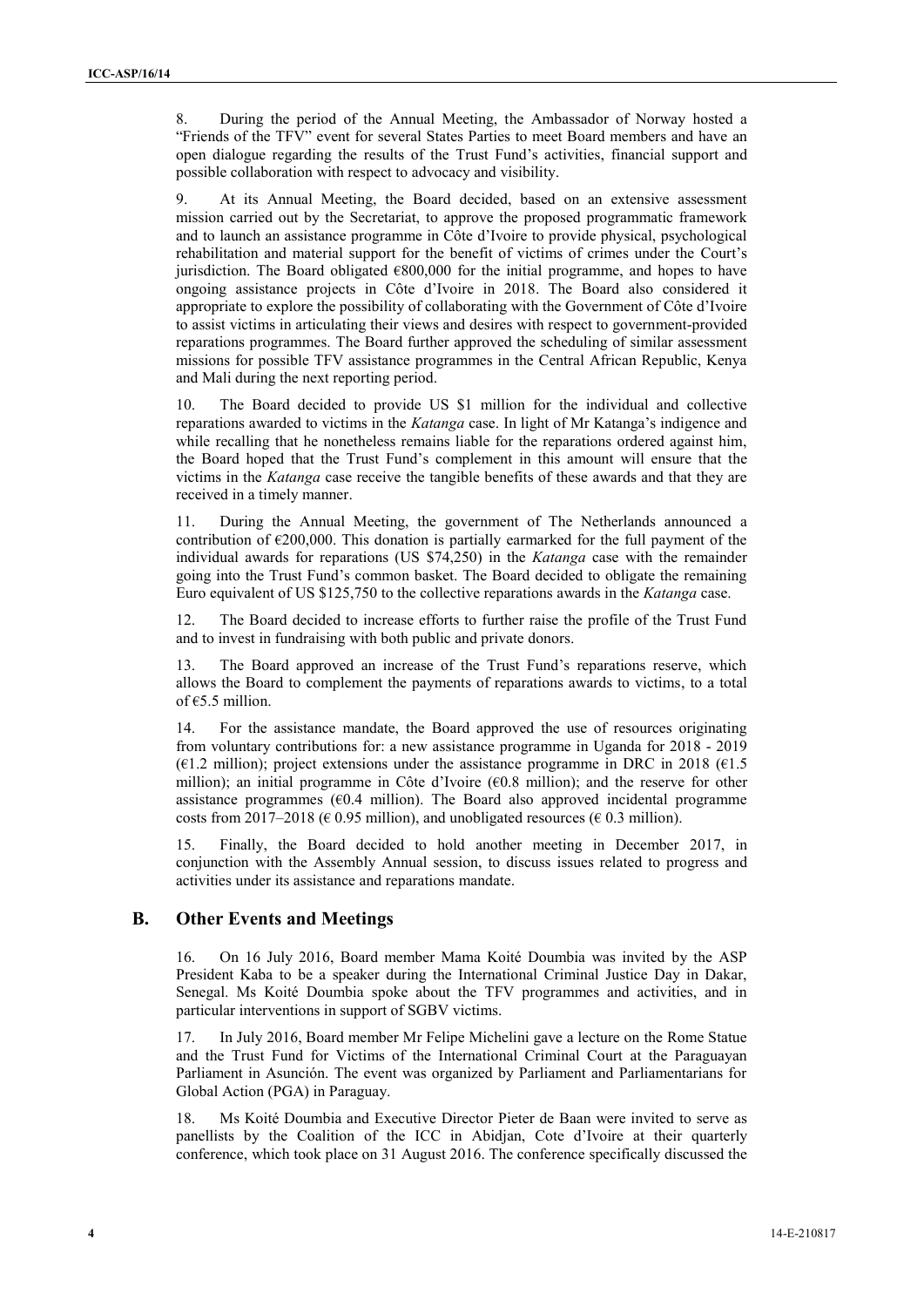8. During the period of the Annual Meeting, the Ambassador of Norway hosted a "Friends of the TFV" event for several States Parties to meet Board members and have an open dialogue regarding the results of the Trust Fund's activities, financial support and possible collaboration with respect to advocacy and visibility.

9. At its Annual Meeting, the Board decided, based on an extensive assessment mission carried out by the Secretariat, to approve the proposed programmatic framework and to launch an assistance programme in Côte d'Ivoire to provide physical, psychological rehabilitation and material support for the benefit of victims of crimes under the Court's jurisdiction. The Board obligated €800,000 for the initial programme, and hopes to have ongoing assistance projects in Côte d'Ivoire in 2018. The Board also considered it appropriate to explore the possibility of collaborating with the Government of Côte d'Ivoire to assist victims in articulating their views and desires with respect to government-provided reparations programmes. The Board further approved the scheduling of similar assessment missions for possible TFV assistance programmes in the Central African Republic, Kenya and Mali during the next reporting period.

10. The Board decided to provide US $1 million for the individual and collective reparations awarded to victims in the *Katanga* case. In light of Mr Katanga's indigence and while recalling that he nonetheless remains liable for the reparations ordered against him, the Board hoped that the Trust Fund's complement in this amount will ensure that the victims in the *Katanga* case receive the tangible benefits of these awards and that they are received in a timely manner.

11. During the Annual Meeting, the government of The Netherlands announced a contribution of €200,000. This donation is partially earmarked for the full payment of the individual awards for reparations (US $74,250) in the *Katanga* case with the remainder going into the Trust Fund's common basket. The Board decided to obligate the remaining Euro equivalent of US $125,750 to the collective reparations awards in the *Katanga* case.

12. The Board decided to increase efforts to further raise the profile of the Trust Fund and to invest in fundraising with both public and private donors.

13. The Board approved an increase of the Trust Fund's reparations reserve, which allows the Board to complement the payments of reparations awards to victims, to a total of €5.5 million.

14. For the assistance mandate, the Board approved the use of resources originating from voluntary contributions for: a new assistance programme in Uganda for 2018 - 2019 (€1.2 million); project extensions under the assistance programme in DRC in 2018 (€1.5 million); an initial programme in Côte d'Ivoire (€0.8 million); and the reserve for other assistance programmes (€0.4 million). The Board also approved incidental programme costs from 2017–2018 (€ 0.95 million), and unobligated resources (€ 0.3 million).

15. Finally, the Board decided to hold another meeting in December 2017, in conjunction with the Assembly Annual session, to discuss issues related to progress and activities under its assistance and reparations mandate.

## B. Other Events and Meetings

16. On 16 July 2016, Board member Mama Koité Doumbia was invited by the ASP President Kaba to be a speaker during the International Criminal Justice Day in Dakar, Senegal. Ms Koité Doumbia spoke about the TFV programmes and activities, and in particular interventions in support of SGBV victims.

17. In July 2016, Board member Mr Felipe Michelini gave a lecture on the Rome Statue and the Trust Fund for Victims of the International Criminal Court at the Paraguayan Parliament in Asunción. The event was organized by Parliament and Parliamentarians for Global Action (PGA) in Paraguay.

18. Ms Koité Doumbia and Executive Director Pieter de Baan were invited to serve as panellists by the Coalition of the ICC in Abidjan, Cote d'Ivoire at their quarterly conference, which took place on 31 August 2016. The conference specifically discussed the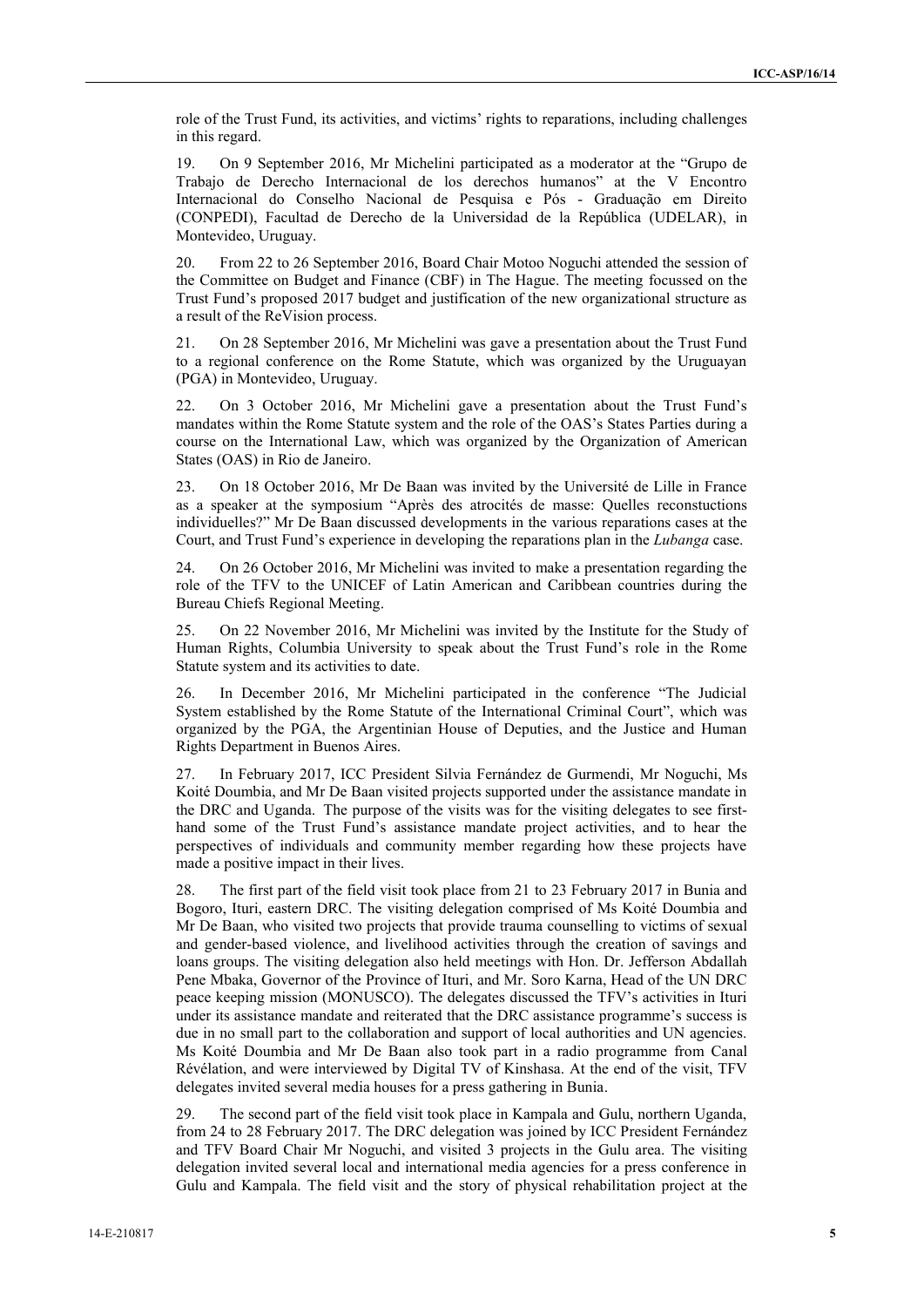role of the Trust Fund, its activities, and victims' rights to reparations, including challenges in this regard.

19. On 9 September 2016, Mr Michelini participated as a moderator at the "Grupo de Trabajo de Derecho Internacional de los derechos humanos" at the V Encontro Internacional do Conselho Nacional de Pesquisa e Pós - Graduação em Direito (CONPEDI), Facultad de Derecho de la Universidad de la República (UDELAR), in Montevideo, Uruguay.

20. From 22 to 26 September 2016, Board Chair Motoo Noguchi attended the session of the Committee on Budget and Finance (CBF) in The Hague. The meeting focussed on the Trust Fund's proposed 2017 budget and justification of the new organizational structure as a result of the ReVision process.

21. On 28 September 2016, Mr Michelini was gave a presentation about the Trust Fund to a regional conference on the Rome Statute, which was organized by the Uruguayan (PGA) in Montevideo, Uruguay.

22. On 3 October 2016, Mr Michelini gave a presentation about the Trust Fund's mandates within the Rome Statute system and the role of the OAS's States Parties during a course on the International Law, which was organized by the Organization of American States (OAS) in Rio de Janeiro.

23. On 18 October 2016, Mr De Baan was invited by the Université de Lille in France as a speaker at the symposium "Après des atrocités de masse: Quelles reconstuctions individuelles?" Mr De Baan discussed developments in the various reparations cases at the Court, and Trust Fund's experience in developing the reparations plan in the *Lubanga* case.

24. On 26 October 2016, Mr Michelini was invited to make a presentation regarding the role of the TFV to the UNICEF of Latin American and Caribbean countries during the Bureau Chiefs Regional Meeting.

25. On 22 November 2016, Mr Michelini was invited by the Institute for the Study of Human Rights, Columbia University to speak about the Trust Fund's role in the Rome Statute system and its activities to date.

26. In December 2016, Mr Michelini participated in the conference "The Judicial System established by the Rome Statute of the International Criminal Court", which was organized by the PGA, the Argentinian House of Deputies, and the Justice and Human Rights Department in Buenos Aires.

27. In February 2017, ICC President Silvia Fernández de Gurmendi, Mr Noguchi, Ms Koité Doumbia, and Mr De Baan visited projects supported under the assistance mandate in the DRC and Uganda. The purpose of the visits was for the visiting delegates to see first-hand some of the Trust Fund's assistance mandate project activities, and to hear the perspectives of individuals and community member regarding how these projects have made a positive impact in their lives.

28. The first part of the field visit took place from 21 to 23 February 2017 in Bunia and Bogoro, Ituri, eastern DRC. The visiting delegation comprised of Ms Koité Doumbia and Mr De Baan, who visited two projects that provide trauma counselling to victims of sexual and gender-based violence, and livelihood activities through the creation of savings and loans groups. The visiting delegation also held meetings with Hon. Dr. Jefferson Abdallah Pene Mbaka, Governor of the Province of Ituri, and Mr. Soro Karna, Head of the UN DRC peace keeping mission (MONUSCO). The delegates discussed the TFV's activities in Ituri under its assistance mandate and reiterated that the DRC assistance programme's success is due in no small part to the collaboration and support of local authorities and UN agencies. Ms Koité Doumbia and Mr De Baan also took part in a radio programme from Canal Révélation, and were interviewed by Digital TV of Kinshasa. At the end of the visit, TFV delegates invited several media houses for a press gathering in Bunia.

29. The second part of the field visit took place in Kampala and Gulu, northern Uganda, from 24 to 28 February 2017. The DRC delegation was joined by ICC President Fernández and TFV Board Chair Mr Noguchi, and visited 3 projects in the Gulu area. The visiting delegation invited several local and international media agencies for a press conference in Gulu and Kampala. The field visit and the story of physical rehabilitation project at the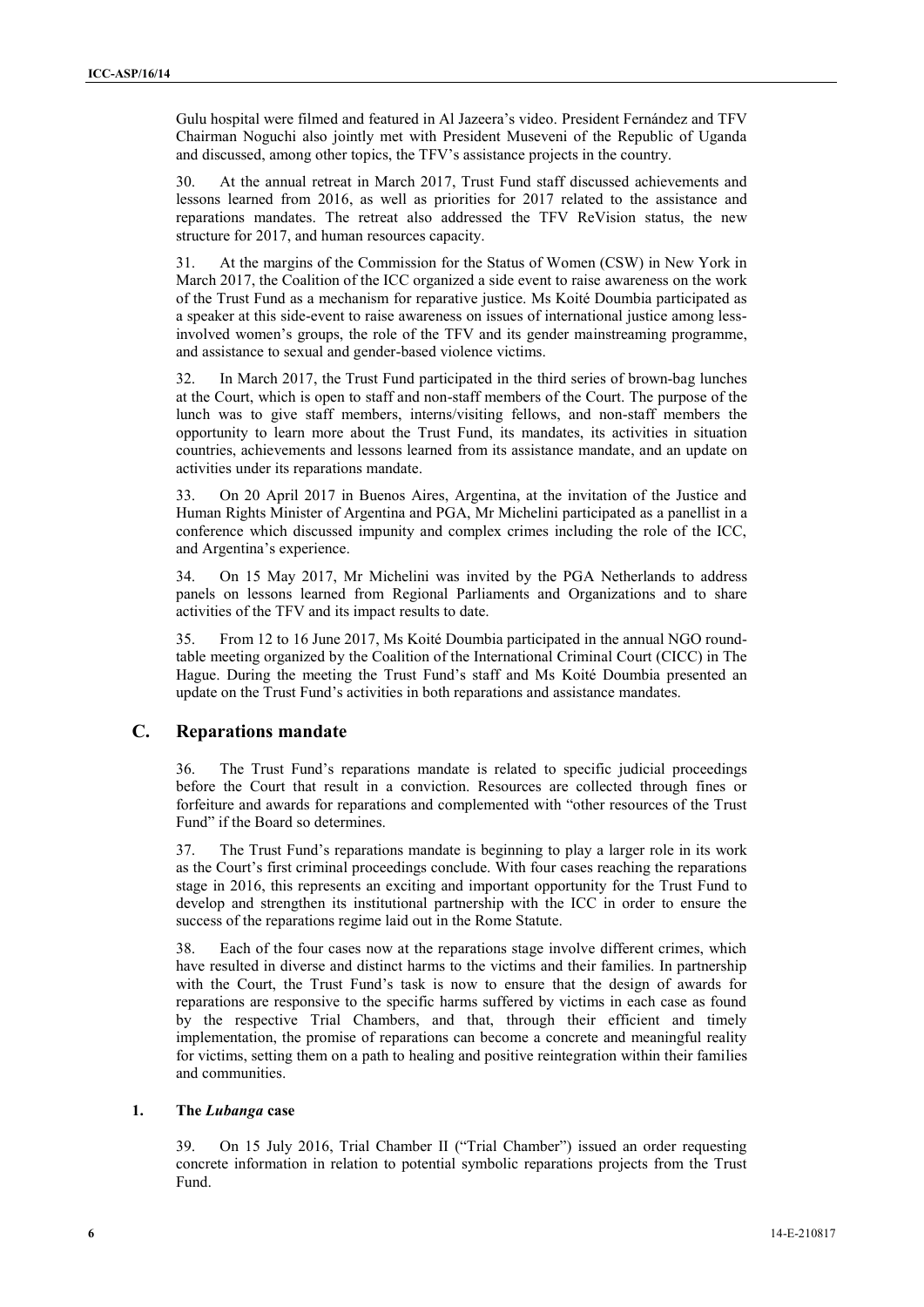Gulu hospital were filmed and featured in Al Jazeera's video. President Fernández and TFV Chairman Noguchi also jointly met with President Museveni of the Republic of Uganda and discussed, among other topics, the TFV's assistance projects in the country.

30. At the annual retreat in March 2017, Trust Fund staff discussed achievements and lessons learned from 2016, as well as priorities for 2017 related to the assistance and reparations mandates. The retreat also addressed the TFV ReVision status, the new structure for 2017, and human resources capacity.

31. At the margins of the Commission for the Status of Women (CSW) in New York in March 2017, the Coalition of the ICC organized a side event to raise awareness on the work of the Trust Fund as a mechanism for reparative justice. Ms Koité Doumbia participated as a speaker at this side-event to raise awareness on issues of international justice among less-involved women's groups, the role of the TFV and its gender mainstreaming programme, and assistance to sexual and gender-based violence victims.

32. In March 2017, the Trust Fund participated in the third series of brown-bag lunches at the Court, which is open to staff and non-staff members of the Court. The purpose of the lunch was to give staff members, interns/visiting fellows, and non-staff members the opportunity to learn more about the Trust Fund, its mandates, its activities in situation countries, achievements and lessons learned from its assistance mandate, and an update on activities under its reparations mandate.

33. On 20 April 2017 in Buenos Aires, Argentina, at the invitation of the Justice and Human Rights Minister of Argentina and PGA, Mr Michelini participated as a panellist in a conference which discussed impunity and complex crimes including the role of the ICC, and Argentina's experience.

34. On 15 May 2017, Mr Michelini was invited by the PGA Netherlands to address panels on lessons learned from Regional Parliaments and Organizations and to share activities of the TFV and its impact results to date.

35. From 12 to 16 June 2017, Ms Koité Doumbia participated in the annual NGO round-table meeting organized by the Coalition of the International Criminal Court (CICC) in The Hague. During the meeting the Trust Fund's staff and Ms Koité Doumbia presented an update on the Trust Fund's activities in both reparations and assistance mandates.

## C. Reparations mandate

36. The Trust Fund's reparations mandate is related to specific judicial proceedings before the Court that result in a conviction. Resources are collected through fines or forfeiture and awards for reparations and complemented with "other resources of the Trust Fund" if the Board so determines.

37. The Trust Fund's reparations mandate is beginning to play a larger role in its work as the Court's first criminal proceedings conclude. With four cases reaching the reparations stage in 2016, this represents an exciting and important opportunity for the Trust Fund to develop and strengthen its institutional partnership with the ICC in order to ensure the success of the reparations regime laid out in the Rome Statute.

38. Each of the four cases now at the reparations stage involve different crimes, which have resulted in diverse and distinct harms to the victims and their families. In partnership with the Court, the Trust Fund's task is now to ensure that the design of awards for reparations are responsive to the specific harms suffered by victims in each case as found by the respective Trial Chambers, and that, through their efficient and timely implementation, the promise of reparations can become a concrete and meaningful reality for victims, setting them on a path to healing and positive reintegration within their families and communities.

### 1. The *Lubanga* case

39. On 15 July 2016, Trial Chamber II ("Trial Chamber") issued an order requesting concrete information in relation to potential symbolic reparations projects from the Trust Fund.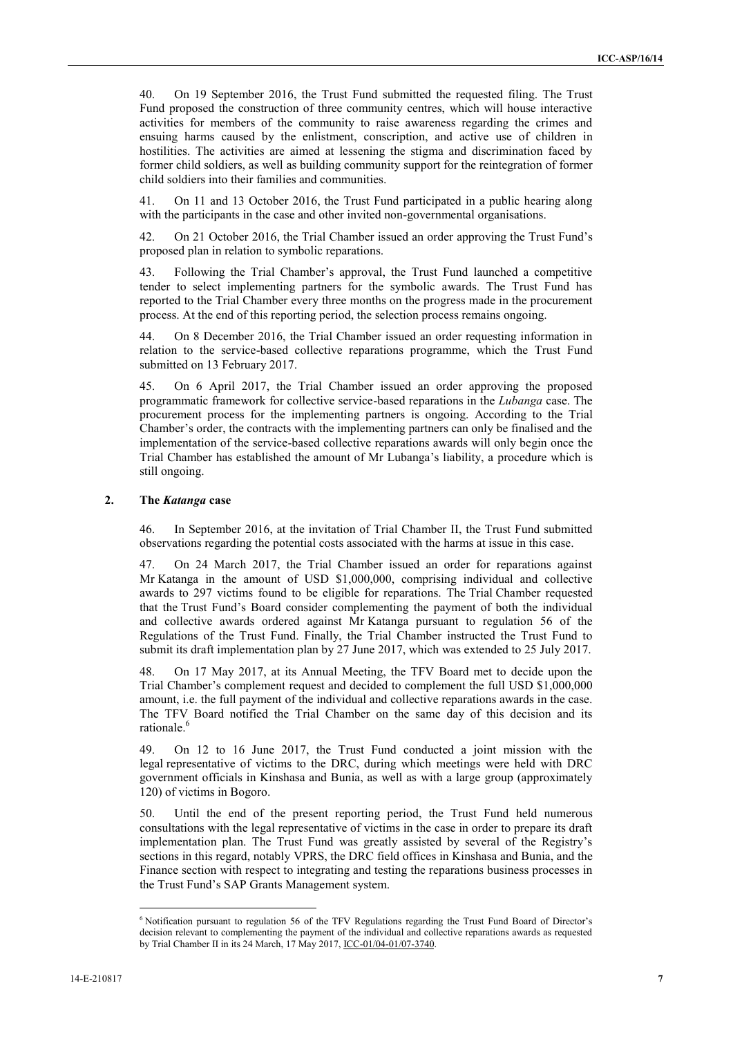40. On 19 September 2016, the Trust Fund submitted the requested filing. The Trust Fund proposed the construction of three community centres, which will house interactive activities for members of the community to raise awareness regarding the crimes and ensuing harms caused by the enlistment, conscription, and active use of children in hostilities. The activities are aimed at lessening the stigma and discrimination faced by former child soldiers, as well as building community support for the reintegration of former child soldiers into their families and communities.

41. On 11 and 13 October 2016, the Trust Fund participated in a public hearing along with the participants in the case and other invited non-governmental organisations.

42. On 21 October 2016, the Trial Chamber issued an order approving the Trust Fund's proposed plan in relation to symbolic reparations.

43. Following the Trial Chamber's approval, the Trust Fund launched a competitive tender to select implementing partners for the symbolic awards. The Trust Fund has reported to the Trial Chamber every three months on the progress made in the procurement process. At the end of this reporting period, the selection process remains ongoing.

44. On 8 December 2016, the Trial Chamber issued an order requesting information in relation to the service-based collective reparations programme, which the Trust Fund submitted on 13 February 2017.

45. On 6 April 2017, the Trial Chamber issued an order approving the proposed programmatic framework for collective service-based reparations in the *Lubanga* case. The procurement process for the implementing partners is ongoing. According to the Trial Chamber's order, the contracts with the implementing partners can only be finalised and the implementation of the service-based collective reparations awards will only begin once the Trial Chamber has established the amount of Mr Lubanga's liability, a procedure which is still ongoing.

## 2. The *Katanga* case

46. In September 2016, at the invitation of Trial Chamber II, the Trust Fund submitted observations regarding the potential costs associated with the harms at issue in this case.

47. On 24 March 2017, the Trial Chamber issued an order for reparations against Mr Katanga in the amount of USD $1,000,000, comprising individual and collective awards to 297 victims found to be eligible for reparations. The Trial Chamber requested that the Trust Fund's Board consider complementing the payment of both the individual and collective awards ordered against Mr Katanga pursuant to regulation 56 of the Regulations of the Trust Fund. Finally, the Trial Chamber instructed the Trust Fund to submit its draft implementation plan by 27 June 2017, which was extended to 25 July 2017.

48. On 17 May 2017, at its Annual Meeting, the TFV Board met to decide upon the Trial Chamber's complement request and decided to complement the full USD $1,000,000 amount, i.e. the full payment of the individual and collective reparations awards in the case. The TFV Board notified the Trial Chamber on the same day of this decision and its rationale.[6]

49. On 12 to 16 June 2017, the Trust Fund conducted a joint mission with the legal representative of victims to the DRC, during which meetings were held with DRC government officials in Kinshasa and Bunia, as well as with a large group (approximately 120) of victims in Bogoro.

50. Until the end of the present reporting period, the Trust Fund held numerous consultations with the legal representative of victims in the case in order to prepare its draft implementation plan. The Trust Fund was greatly assisted by several of the Registry's sections in this regard, notably VPRS, the DRC field offices in Kinshasa and Bunia, and the Finance section with respect to integrating and testing the reparations business processes in the Trust Fund's SAP Grants Management system.

---

[6] Notification pursuant to regulation 56 of the TFV Regulations regarding the Trust Fund Board of Director's decision relevant to complementing the payment of the individual and collective reparations awards as requested by Trial Chamber II in its 24 March, 17 May 2017, ICC-01/04-01/07-3740.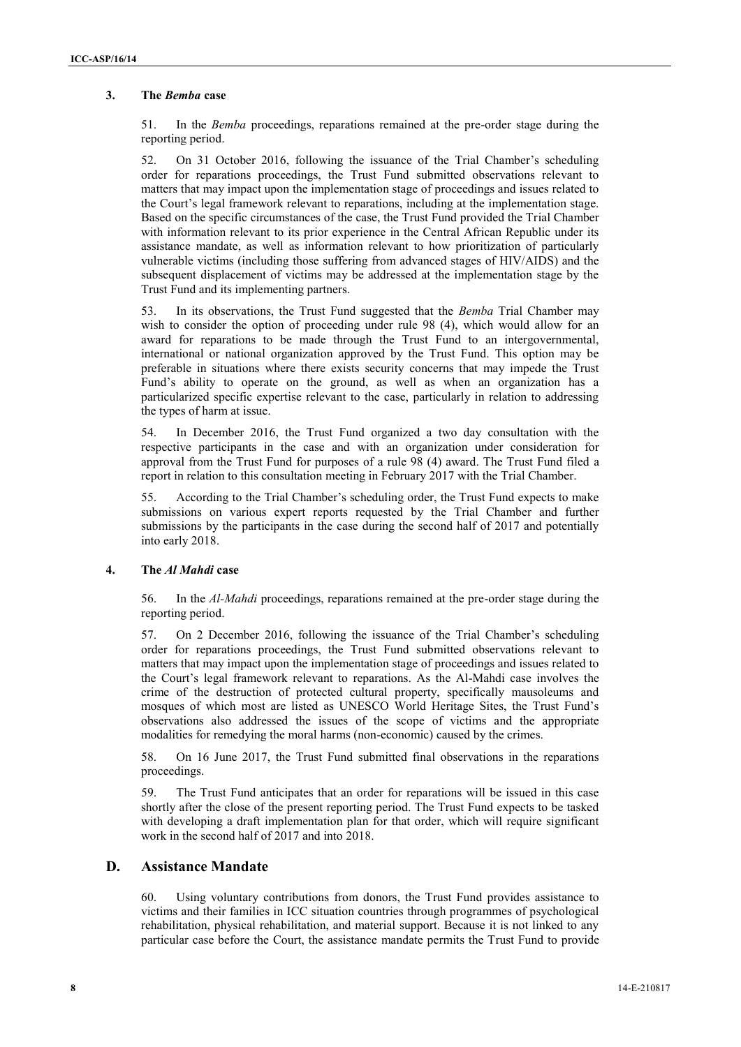### 3. The *Bemba* case

51. In the *Bemba* proceedings, reparations remained at the pre-order stage during the reporting period.

52. On 31 October 2016, following the issuance of the Trial Chamber's scheduling order for reparations proceedings, the Trust Fund submitted observations relevant to matters that may impact upon the implementation stage of proceedings and issues related to the Court's legal framework relevant to reparations, including at the implementation stage. Based on the specific circumstances of the case, the Trust Fund provided the Trial Chamber with information relevant to its prior experience in the Central African Republic under its assistance mandate, as well as information relevant to how prioritization of particularly vulnerable victims (including those suffering from advanced stages of HIV/AIDS) and the subsequent displacement of victims may be addressed at the implementation stage by the Trust Fund and its implementing partners.

53. In its observations, the Trust Fund suggested that the *Bemba* Trial Chamber may wish to consider the option of proceeding under rule 98 (4), which would allow for an award for reparations to be made through the Trust Fund to an intergovernmental, international or national organization approved by the Trust Fund. This option may be preferable in situations where there exists security concerns that may impede the Trust Fund's ability to operate on the ground, as well as when an organization has a particularized specific expertise relevant to the case, particularly in relation to addressing the types of harm at issue.

54. In December 2016, the Trust Fund organized a two day consultation with the respective participants in the case and with an organization under consideration for approval from the Trust Fund for purposes of a rule 98 (4) award. The Trust Fund filed a report in relation to this consultation meeting in February 2017 with the Trial Chamber.

55. According to the Trial Chamber's scheduling order, the Trust Fund expects to make submissions on various expert reports requested by the Trial Chamber and further submissions by the participants in the case during the second half of 2017 and potentially into early 2018.

### 4. The *Al Mahdi* case

56. In the *Al-Mahdi* proceedings, reparations remained at the pre-order stage during the reporting period.

57. On 2 December 2016, following the issuance of the Trial Chamber's scheduling order for reparations proceedings, the Trust Fund submitted observations relevant to matters that may impact upon the implementation stage of proceedings and issues related to the Court's legal framework relevant to reparations. As the Al-Mahdi case involves the crime of the destruction of protected cultural property, specifically mausoleums and mosques of which most are listed as UNESCO World Heritage Sites, the Trust Fund's observations also addressed the issues of the scope of victims and the appropriate modalities for remedying the moral harms (non-economic) caused by the crimes.

58. On 16 June 2017, the Trust Fund submitted final observations in the reparations proceedings.

59. The Trust Fund anticipates that an order for reparations will be issued in this case shortly after the close of the present reporting period. The Trust Fund expects to be tasked with developing a draft implementation plan for that order, which will require significant work in the second half of 2017 and into 2018.

## D. Assistance Mandate

60. Using voluntary contributions from donors, the Trust Fund provides assistance to victims and their families in ICC situation countries through programmes of psychological rehabilitation, physical rehabilitation, and material support. Because it is not linked to any particular case before the Court, the assistance mandate permits the Trust Fund to provide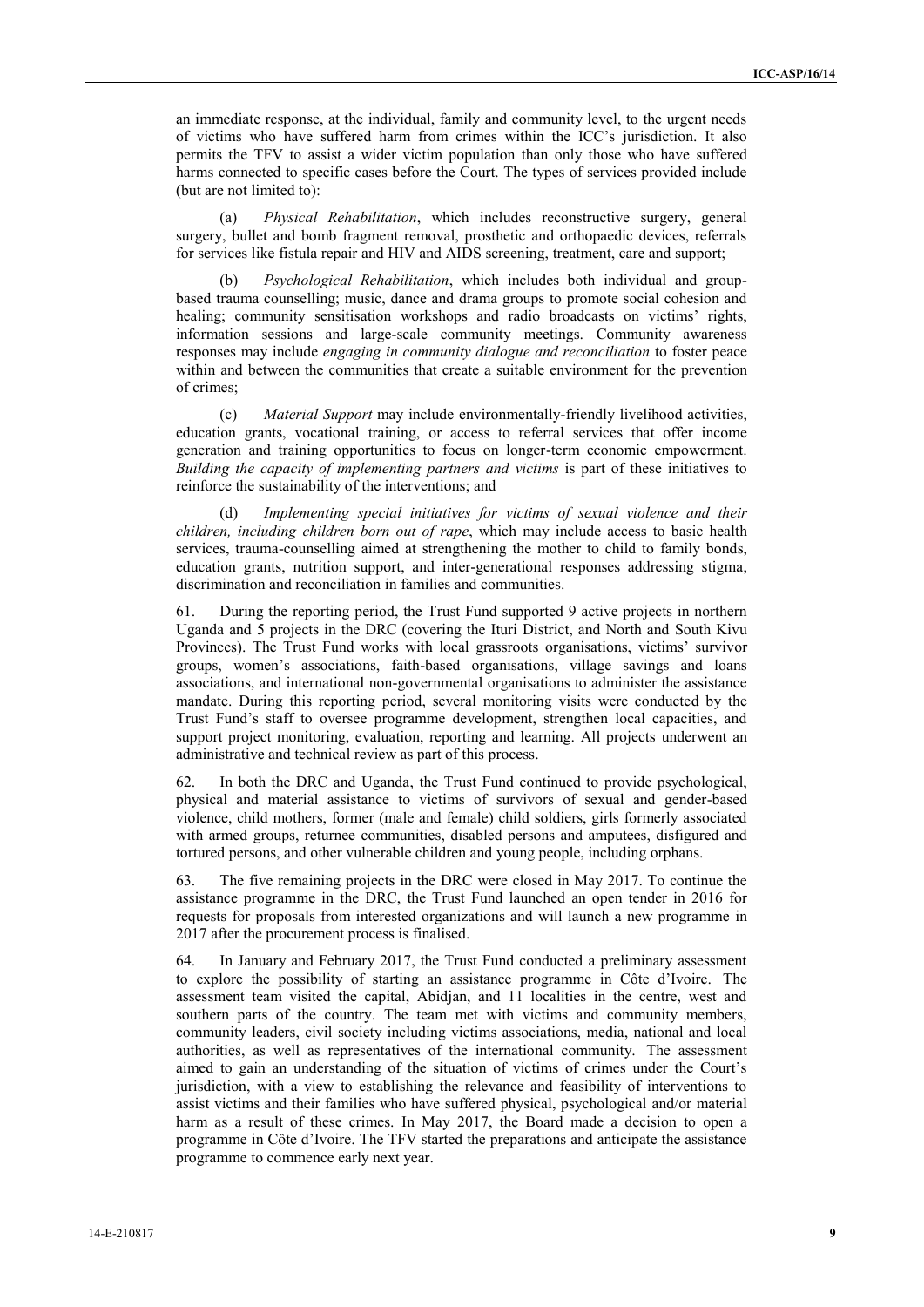an immediate response, at the individual, family and community level, to the urgent needs of victims who have suffered harm from crimes within the ICC's jurisdiction. It also permits the TFV to assist a wider victim population than only those who have suffered harms connected to specific cases before the Court. The types of services provided include (but are not limited to):

(a) *Physical Rehabilitation*, which includes reconstructive surgery, general surgery, bullet and bomb fragment removal, prosthetic and orthopaedic devices, referrals for services like fistula repair and HIV and AIDS screening, treatment, care and support;

(b) *Psychological Rehabilitation*, which includes both individual and group-based trauma counselling; music, dance and drama groups to promote social cohesion and healing; community sensitisation workshops and radio broadcasts on victims' rights, information sessions and large-scale community meetings. Community awareness responses may include *engaging in community dialogue and reconciliation* to foster peace within and between the communities that create a suitable environment for the prevention of crimes;

(c) *Material Support* may include environmentally-friendly livelihood activities, education grants, vocational training, or access to referral services that offer income generation and training opportunities to focus on longer-term economic empowerment. *Building the capacity of implementing partners and victims* is part of these initiatives to reinforce the sustainability of the interventions; and

(d) *Implementing special initiatives for victims of sexual violence and their children, including children born out of rape*, which may include access to basic health services, trauma-counselling aimed at strengthening the mother to child to family bonds, education grants, nutrition support, and inter-generational responses addressing stigma, discrimination and reconciliation in families and communities.

61. During the reporting period, the Trust Fund supported 9 active projects in northern Uganda and 5 projects in the DRC (covering the Ituri District, and North and South Kivu Provinces). The Trust Fund works with local grassroots organisations, victims' survivor groups, women's associations, faith-based organisations, village savings and loans associations, and international non-governmental organisations to administer the assistance mandate. During this reporting period, several monitoring visits were conducted by the Trust Fund's staff to oversee programme development, strengthen local capacities, and support project monitoring, evaluation, reporting and learning. All projects underwent an administrative and technical review as part of this process.

62. In both the DRC and Uganda, the Trust Fund continued to provide psychological, physical and material assistance to victims of survivors of sexual and gender-based violence, child mothers, former (male and female) child soldiers, girls formerly associated with armed groups, returnee communities, disabled persons and amputees, disfigured and tortured persons, and other vulnerable children and young people, including orphans.

63. The five remaining projects in the DRC were closed in May 2017. To continue the assistance programme in the DRC, the Trust Fund launched an open tender in 2016 for requests for proposals from interested organizations and will launch a new programme in 2017 after the procurement process is finalised.

64. In January and February 2017, the Trust Fund conducted a preliminary assessment to explore the possibility of starting an assistance programme in Côte d'Ivoire. The assessment team visited the capital, Abidjan, and 11 localities in the centre, west and southern parts of the country. The team met with victims and community members, community leaders, civil society including victims associations, media, national and local authorities, as well as representatives of the international community. The assessment aimed to gain an understanding of the situation of victims of crimes under the Court's jurisdiction, with a view to establishing the relevance and feasibility of interventions to assist victims and their families who have suffered physical, psychological and/or material harm as a result of these crimes. In May 2017, the Board made a decision to open a programme in Côte d'Ivoire. The TFV started the preparations and anticipate the assistance programme to commence early next year.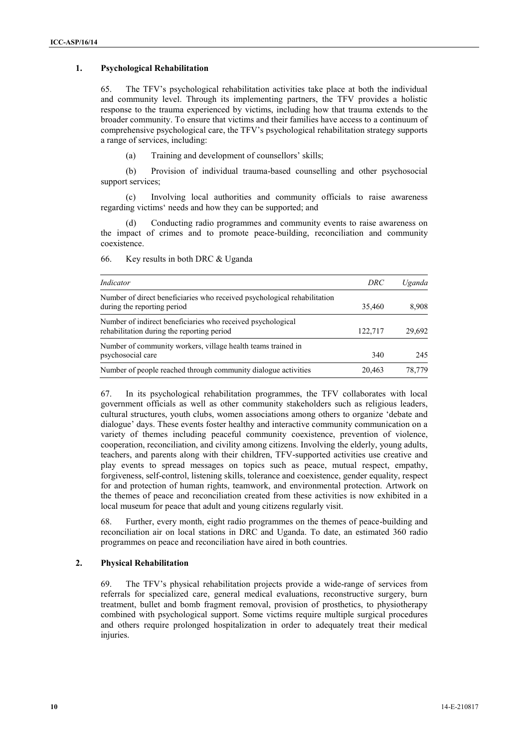### 1. Psychological Rehabilitation

65. The TFV's psychological rehabilitation activities take place at both the individual and community level. Through its implementing partners, the TFV provides a holistic response to the trauma experienced by victims, including how that trauma extends to the broader community. To ensure that victims and their families have access to a continuum of comprehensive psychological care, the TFV's psychological rehabilitation strategy supports a range of services, including:

(a) Training and development of counsellors' skills;

(b) Provision of individual trauma-based counselling and other psychosocial support services;

(c) Involving local authorities and community officials to raise awareness regarding victims' needs and how they can be supported; and

(d) Conducting radio programmes and community events to raise awareness on the impact of crimes and to promote peace-building, reconciliation and community coexistence.

66. Key results in both DRC & Uganda

| *Indicator* | *DRC* | *Uganda* |
|---|---|---|
| Number of direct beneficiaries who received psychological rehabilitation during the reporting period | 35,460 | 8,908 |
| Number of indirect beneficiaries who received psychological rehabilitation during the reporting period | 122,717 | 29,692 |
| Number of community workers, village health teams trained in psychosocial care | 340 | 245 |
| Number of people reached through community dialogue activities | 20,463 | 78,779 |

67. In its psychological rehabilitation programmes, the TFV collaborates with local government officials as well as other community stakeholders such as religious leaders, cultural structures, youth clubs, women associations among others to organize 'debate and dialogue' days. These events foster healthy and interactive community communication on a variety of themes including peaceful community coexistence, prevention of violence, cooperation, reconciliation, and civility among citizens. Involving the elderly, young adults, teachers, and parents along with their children, TFV-supported activities use creative and play events to spread messages on topics such as peace, mutual respect, empathy, forgiveness, self-control, listening skills, tolerance and coexistence, gender equality, respect for and protection of human rights, teamwork, and environmental protection. Artwork on the themes of peace and reconciliation created from these activities is now exhibited in a local museum for peace that adult and young citizens regularly visit.

68. Further, every month, eight radio programmes on the themes of peace-building and reconciliation air on local stations in DRC and Uganda. To date, an estimated 360 radio programmes on peace and reconciliation have aired in both countries.

### 2. Physical Rehabilitation

69. The TFV's physical rehabilitation projects provide a wide-range of services from referrals for specialized care, general medical evaluations, reconstructive surgery, burn treatment, bullet and bomb fragment removal, provision of prosthetics, to physiotherapy combined with psychological support. Some victims require multiple surgical procedures and others require prolonged hospitalization in order to adequately treat their medical injuries.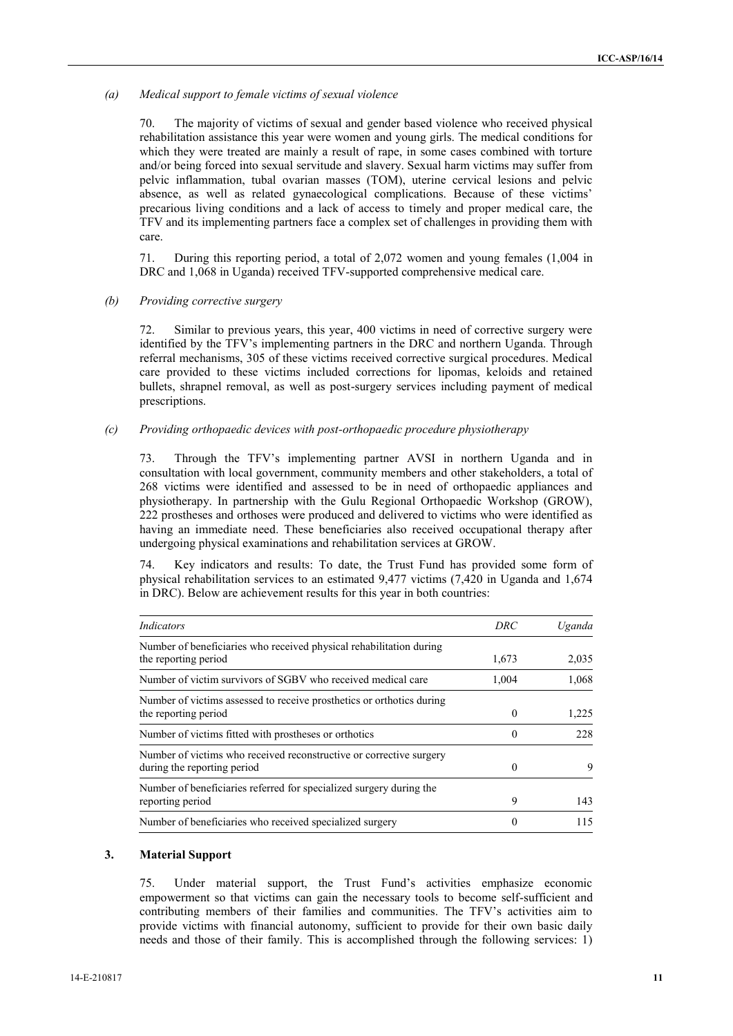*(a) Medical support to female victims of sexual violence*

70. The majority of victims of sexual and gender based violence who received physical rehabilitation assistance this year were women and young girls. The medical conditions for which they were treated are mainly a result of rape, in some cases combined with torture and/or being forced into sexual servitude and slavery. Sexual harm victims may suffer from pelvic inflammation, tubal ovarian masses (TOM), uterine cervical lesions and pelvic absence, as well as related gynaecological complications. Because of these victims' precarious living conditions and a lack of access to timely and proper medical care, the TFV and its implementing partners face a complex set of challenges in providing them with care.

71. During this reporting period, a total of 2,072 women and young females (1,004 in DRC and 1,068 in Uganda) received TFV-supported comprehensive medical care.

*(b) Providing corrective surgery*

72. Similar to previous years, this year, 400 victims in need of corrective surgery were identified by the TFV's implementing partners in the DRC and northern Uganda. Through referral mechanisms, 305 of these victims received corrective surgical procedures. Medical care provided to these victims included corrections for lipomas, keloids and retained bullets, shrapnel removal, as well as post-surgery services including payment of medical prescriptions.

*(c) Providing orthopaedic devices with post-orthopaedic procedure physiotherapy*

73. Through the TFV's implementing partner AVSI in northern Uganda and in consultation with local government, community members and other stakeholders, a total of 268 victims were identified and assessed to be in need of orthopaedic appliances and physiotherapy. In partnership with the Gulu Regional Orthopaedic Workshop (GROW), 222 prostheses and orthoses were produced and delivered to victims who were identified as having an immediate need. These beneficiaries also received occupational therapy after undergoing physical examinations and rehabilitation services at GROW.

74. Key indicators and results: To date, the Trust Fund has provided some form of physical rehabilitation services to an estimated 9,477 victims (7,420 in Uganda and 1,674 in DRC). Below are achievement results for this year in both countries:

| *Indicators* | *DRC* | *Uganda* |
|---|---|---|
| Number of beneficiaries who received physical rehabilitation during the reporting period | 1,673 | 2,035 |
| Number of victim survivors of SGBV who received medical care | 1,004 | 1,068 |
| Number of victims assessed to receive prosthetics or orthotics during the reporting period | 0 | 1,225 |
| Number of victims fitted with prostheses or orthotics | 0 | 228 |
| Number of victims who received reconstructive or corrective surgery during the reporting period | 0 | 9 |
| Number of beneficiaries referred for specialized surgery during the reporting period | 9 | 143 |
| Number of beneficiaries who received specialized surgery | 0 | 115 |

### 3. Material Support

75. Under material support, the Trust Fund's activities emphasize economic empowerment so that victims can gain the necessary tools to become self-sufficient and contributing members of their families and communities. The TFV's activities aim to provide victims with financial autonomy, sufficient to provide for their own basic daily needs and those of their family. This is accomplished through the following services: 1)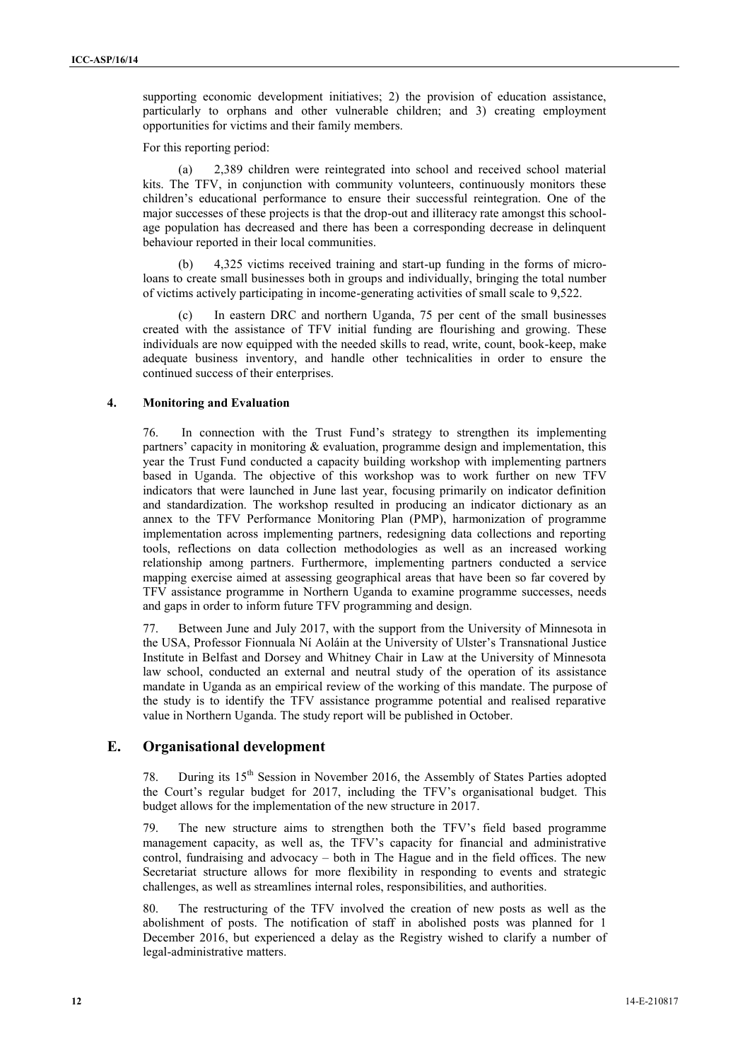supporting economic development initiatives; 2) the provision of education assistance, particularly to orphans and other vulnerable children; and 3) creating employment opportunities for victims and their family members.

For this reporting period:

(a) 2,389 children were reintegrated into school and received school material kits. The TFV, in conjunction with community volunteers, continuously monitors these children's educational performance to ensure their successful reintegration. One of the major successes of these projects is that the drop-out and illiteracy rate amongst this school-age population has decreased and there has been a corresponding decrease in delinquent behaviour reported in their local communities.

(b) 4,325 victims received training and start-up funding in the forms of micro-loans to create small businesses both in groups and individually, bringing the total number of victims actively participating in income-generating activities of small scale to 9,522.

(c) In eastern DRC and northern Uganda, 75 per cent of the small businesses created with the assistance of TFV initial funding are flourishing and growing. These individuals are now equipped with the needed skills to read, write, count, book-keep, make adequate business inventory, and handle other technicalities in order to ensure the continued success of their enterprises.

### 4. Monitoring and Evaluation

76. In connection with the Trust Fund's strategy to strengthen its implementing partners' capacity in monitoring & evaluation, programme design and implementation, this year the Trust Fund conducted a capacity building workshop with implementing partners based in Uganda. The objective of this workshop was to work further on new TFV indicators that were launched in June last year, focusing primarily on indicator definition and standardization. The workshop resulted in producing an indicator dictionary as an annex to the TFV Performance Monitoring Plan (PMP), harmonization of programme implementation across implementing partners, redesigning data collections and reporting tools, reflections on data collection methodologies as well as an increased working relationship among partners. Furthermore, implementing partners conducted a service mapping exercise aimed at assessing geographical areas that have been so far covered by TFV assistance programme in Northern Uganda to examine programme successes, needs and gaps in order to inform future TFV programming and design.

77. Between June and July 2017, with the support from the University of Minnesota in the USA, Professor Fionnuala Ní Aoláin at the University of Ulster's Transnational Justice Institute in Belfast and Dorsey and Whitney Chair in Law at the University of Minnesota law school, conducted an external and neutral study of the operation of its assistance mandate in Uganda as an empirical review of the working of this mandate. The purpose of the study is to identify the TFV assistance programme potential and realised reparative value in Northern Uganda. The study report will be published in October.

## E. Organisational development

78. During its 15th Session in November 2016, the Assembly of States Parties adopted the Court's regular budget for 2017, including the TFV's organisational budget. This budget allows for the implementation of the new structure in 2017.

79. The new structure aims to strengthen both the TFV's field based programme management capacity, as well as, the TFV's capacity for financial and administrative control, fundraising and advocacy – both in The Hague and in the field offices. The new Secretariat structure allows for more flexibility in responding to events and strategic challenges, as well as streamlines internal roles, responsibilities, and authorities.

80. The restructuring of the TFV involved the creation of new posts as well as the abolishment of posts. The notification of staff in abolished posts was planned for 1 December 2016, but experienced a delay as the Registry wished to clarify a number of legal-administrative matters.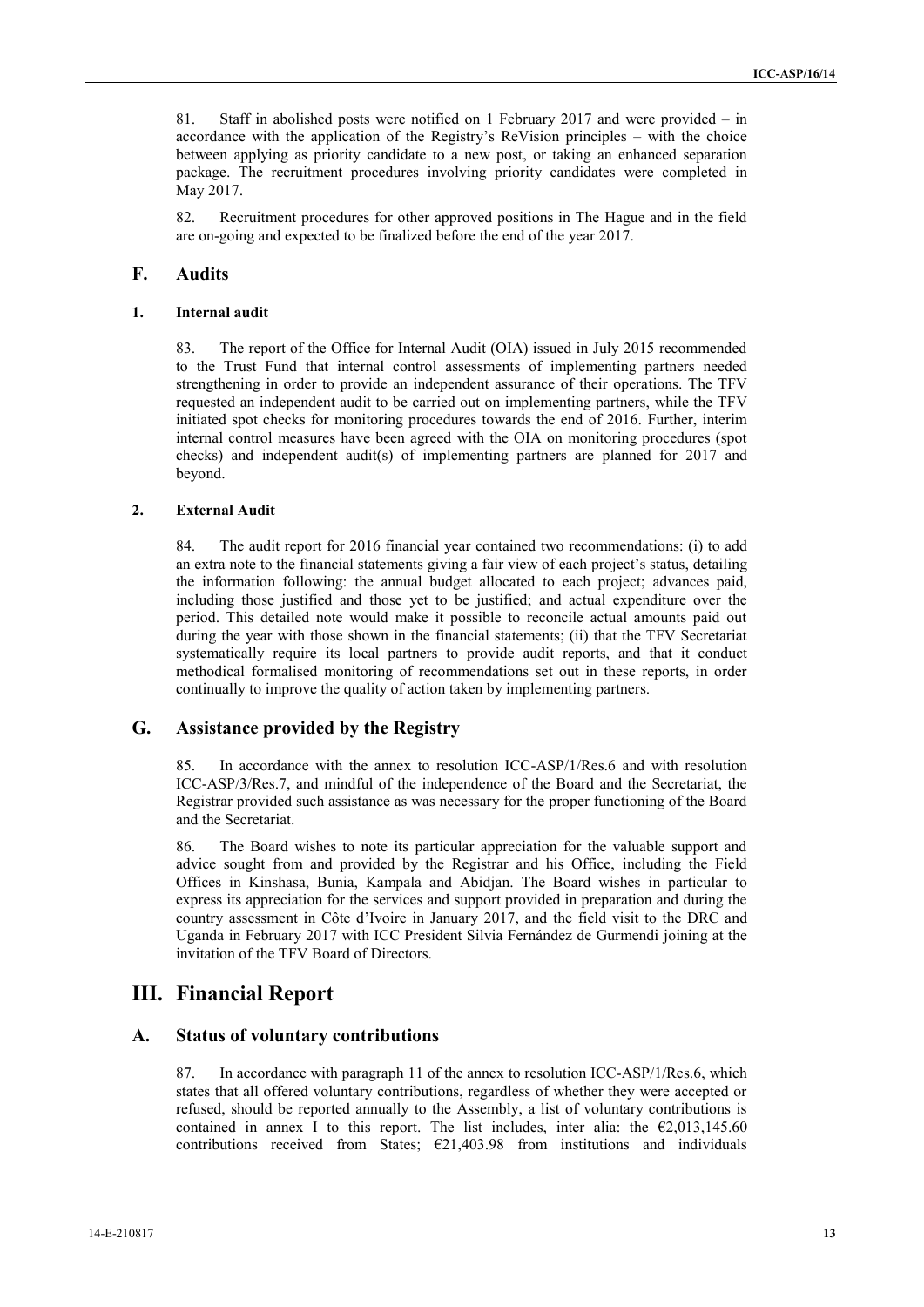81. Staff in abolished posts were notified on 1 February 2017 and were provided – in accordance with the application of the Registry's ReVision principles – with the choice between applying as priority candidate to a new post, or taking an enhanced separation package. The recruitment procedures involving priority candidates were completed in May 2017.

82. Recruitment procedures for other approved positions in The Hague and in the field are on-going and expected to be finalized before the end of the year 2017.

## F. Audits

### 1. Internal audit

83. The report of the Office for Internal Audit (OIA) issued in July 2015 recommended to the Trust Fund that internal control assessments of implementing partners needed strengthening in order to provide an independent assurance of their operations. The TFV requested an independent audit to be carried out on implementing partners, while the TFV initiated spot checks for monitoring procedures towards the end of 2016. Further, interim internal control measures have been agreed with the OIA on monitoring procedures (spot checks) and independent audit(s) of implementing partners are planned for 2017 and beyond.

### 2. External Audit

84. The audit report for 2016 financial year contained two recommendations: (i) to add an extra note to the financial statements giving a fair view of each project's status, detailing the information following: the annual budget allocated to each project; advances paid, including those justified and those yet to be justified; and actual expenditure over the period. This detailed note would make it possible to reconcile actual amounts paid out during the year with those shown in the financial statements; (ii) that the TFV Secretariat systematically require its local partners to provide audit reports, and that it conduct methodical formalised monitoring of recommendations set out in these reports, in order continually to improve the quality of action taken by implementing partners.

## G. Assistance provided by the Registry

85. In accordance with the annex to resolution ICC-ASP/1/Res.6 and with resolution ICC-ASP/3/Res.7, and mindful of the independence of the Board and the Secretariat, the Registrar provided such assistance as was necessary for the proper functioning of the Board and the Secretariat.

86. The Board wishes to note its particular appreciation for the valuable support and advice sought from and provided by the Registrar and his Office, including the Field Offices in Kinshasa, Bunia, Kampala and Abidjan. The Board wishes in particular to express its appreciation for the services and support provided in preparation and during the country assessment in Côte d'Ivoire in January 2017, and the field visit to the DRC and Uganda in February 2017 with ICC President Silvia Fernández de Gurmendi joining at the invitation of the TFV Board of Directors.

# III. Financial Report

## A. Status of voluntary contributions

87. In accordance with paragraph 11 of the annex to resolution ICC-ASP/1/Res.6, which states that all offered voluntary contributions, regardless of whether they were accepted or refused, should be reported annually to the Assembly, a list of voluntary contributions is contained in annex I to this report. The list includes, inter alia: the €2,013,145.60 contributions received from States; €21,403.98 from institutions and individuals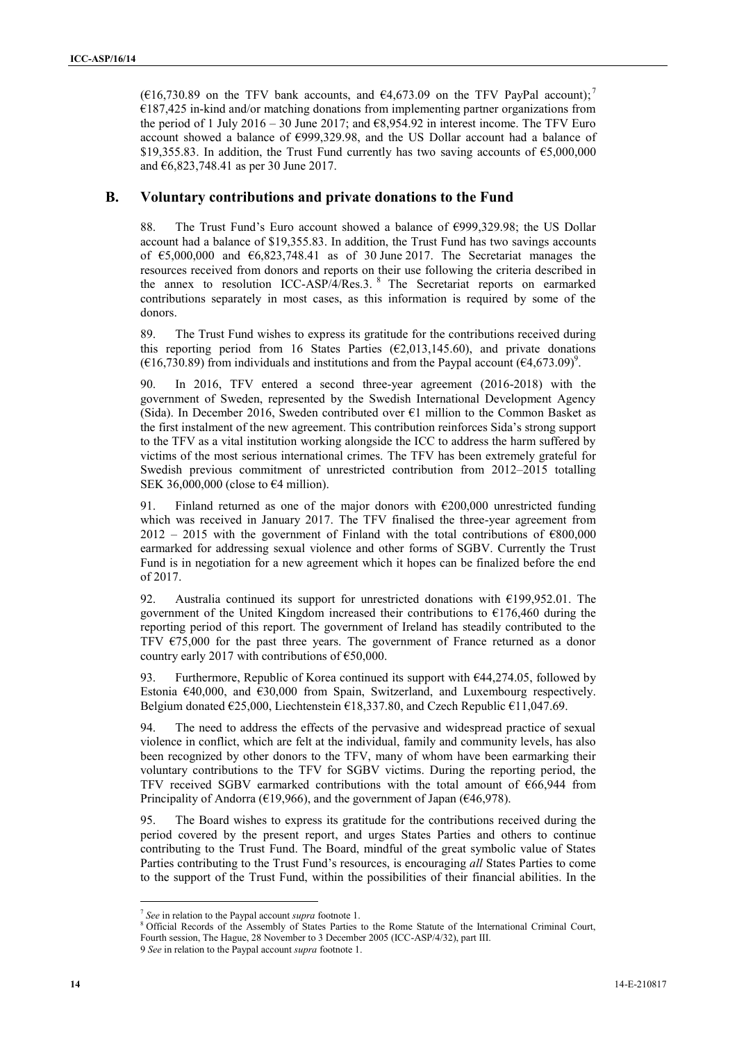(€16,730.89 on the TFV bank accounts, and €4,673.09 on the TFV PayPal account);[7] €187,425 in-kind and/or matching donations from implementing partner organizations from the period of 1 July 2016 – 30 June 2017; and €8,954.92 in interest income. The TFV Euro account showed a balance of €999,329.98, and the US Dollar account had a balance of $19,355.83. In addition, the Trust Fund currently has two saving accounts of €5,000,000 and €6,823,748.41 as per 30 June 2017.

## B. Voluntary contributions and private donations to the Fund

88. The Trust Fund's Euro account showed a balance of €999,329.98; the US Dollar account had a balance of $19,355.83. In addition, the Trust Fund has two savings accounts of €5,000,000 and €6,823,748.41 as of 30 June 2017. The Secretariat manages the resources received from donors and reports on their use following the criteria described in the annex to resolution ICC-ASP/4/Res.3.[8] The Secretariat reports on earmarked contributions separately in most cases, as this information is required by some of the donors.

89. The Trust Fund wishes to express its gratitude for the contributions received during this reporting period from 16 States Parties (€2,013,145.60), and private donations (€16,730.89) from individuals and institutions and from the Paypal account (€4,673.09)[9].

90. In 2016, TFV entered a second three-year agreement (2016-2018) with the government of Sweden, represented by the Swedish International Development Agency (Sida). In December 2016, Sweden contributed over €1 million to the Common Basket as the first instalment of the new agreement. This contribution reinforces Sida's strong support to the TFV as a vital institution working alongside the ICC to address the harm suffered by victims of the most serious international crimes. The TFV has been extremely grateful for Swedish previous commitment of unrestricted contribution from 2012–2015 totalling SEK 36,000,000 (close to €4 million).

91. Finland returned as one of the major donors with €200,000 unrestricted funding which was received in January 2017. The TFV finalised the three-year agreement from 2012 – 2015 with the government of Finland with the total contributions of €800,000 earmarked for addressing sexual violence and other forms of SGBV. Currently the Trust Fund is in negotiation for a new agreement which it hopes can be finalized before the end of 2017.

92. Australia continued its support for unrestricted donations with €199,952.01. The government of the United Kingdom increased their contributions to €176,460 during the reporting period of this report. The government of Ireland has steadily contributed to the TFV €75,000 for the past three years. The government of France returned as a donor country early 2017 with contributions of €50,000.

93. Furthermore, Republic of Korea continued its support with €44,274.05, followed by Estonia €40,000, and €30,000 from Spain, Switzerland, and Luxembourg respectively. Belgium donated €25,000, Liechtenstein €18,337.80, and Czech Republic €11,047.69.

94. The need to address the effects of the pervasive and widespread practice of sexual violence in conflict, which are felt at the individual, family and community levels, has also been recognized by other donors to the TFV, many of whom have been earmarking their voluntary contributions to the TFV for SGBV victims. During the reporting period, the TFV received SGBV earmarked contributions with the total amount of €66,944 from Principality of Andorra (€19,966), and the government of Japan (€46,978).

95. The Board wishes to express its gratitude for the contributions received during the period covered by the present report, and urges States Parties and others to continue contributing to the Trust Fund. The Board, mindful of the great symbolic value of States Parties contributing to the Trust Fund's resources, is encouraging *all* States Parties to come to the support of the Trust Fund, within the possibilities of their financial abilities. In the

---

[7] *See* in relation to the Paypal account *supra* footnote 1.

[8] Official Records of the Assembly of States Parties to the Rome Statute of the International Criminal Court, Fourth session, The Hague, 28 November to 3 December 2005 (ICC-ASP/4/32), part III.

[9] *See* in relation to the Paypal account *supra* footnote 1.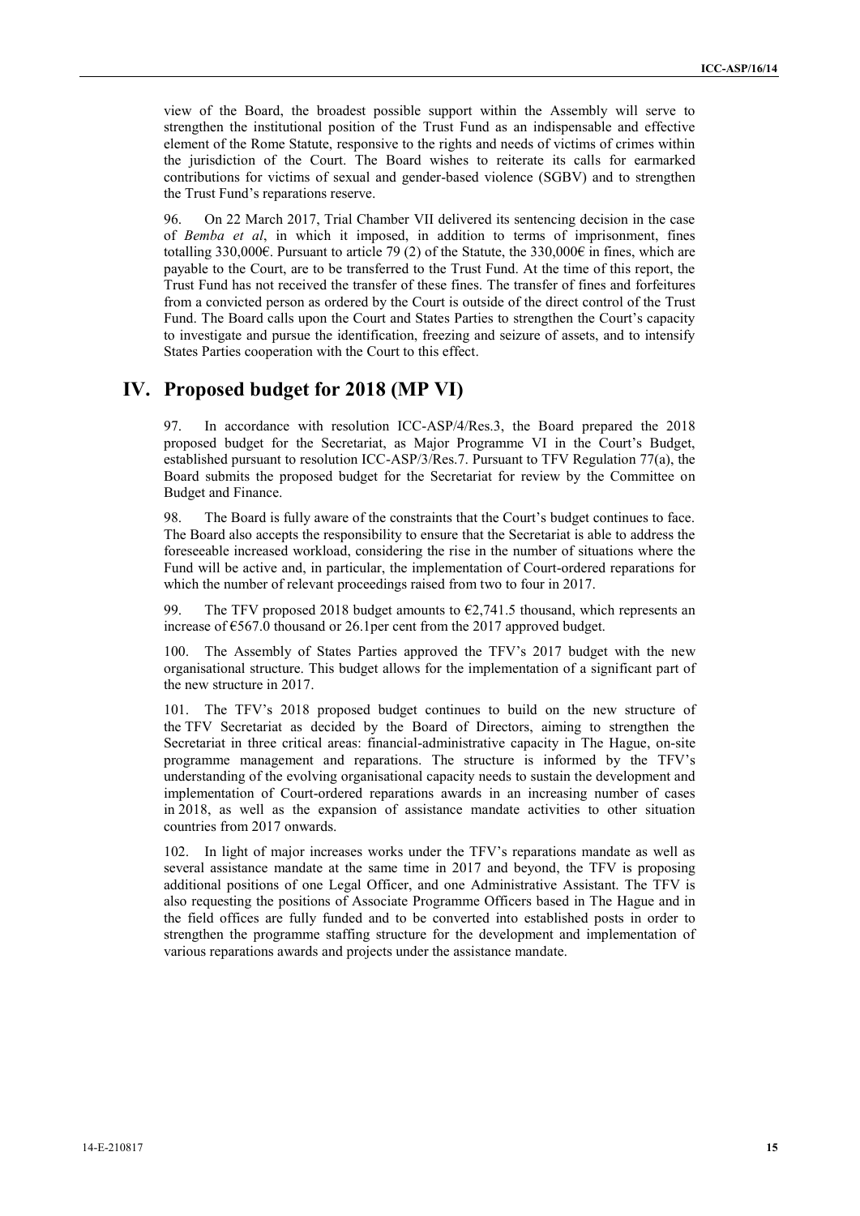view of the Board, the broadest possible support within the Assembly will serve to strengthen the institutional position of the Trust Fund as an indispensable and effective element of the Rome Statute, responsive to the rights and needs of victims of crimes within the jurisdiction of the Court. The Board wishes to reiterate its calls for earmarked contributions for victims of sexual and gender-based violence (SGBV) and to strengthen the Trust Fund's reparations reserve.

96. On 22 March 2017, Trial Chamber VII delivered its sentencing decision in the case of *Bemba et al*, in which it imposed, in addition to terms of imprisonment, fines totalling 330,000€. Pursuant to article 79 (2) of the Statute, the 330,000€ in fines, which are payable to the Court, are to be transferred to the Trust Fund. At the time of this report, the Trust Fund has not received the transfer of these fines. The transfer of fines and forfeitures from a convicted person as ordered by the Court is outside of the direct control of the Trust Fund. The Board calls upon the Court and States Parties to strengthen the Court's capacity to investigate and pursue the identification, freezing and seizure of assets, and to intensify States Parties cooperation with the Court to this effect.

# IV. Proposed budget for 2018 (MP VI)

97. In accordance with resolution ICC-ASP/4/Res.3, the Board prepared the 2018 proposed budget for the Secretariat, as Major Programme VI in the Court's Budget, established pursuant to resolution ICC-ASP/3/Res.7. Pursuant to TFV Regulation 77(a), the Board submits the proposed budget for the Secretariat for review by the Committee on Budget and Finance.

98. The Board is fully aware of the constraints that the Court's budget continues to face. The Board also accepts the responsibility to ensure that the Secretariat is able to address the foreseeable increased workload, considering the rise in the number of situations where the Fund will be active and, in particular, the implementation of Court-ordered reparations for which the number of relevant proceedings raised from two to four in 2017.

99. The TFV proposed 2018 budget amounts to €2,741.5 thousand, which represents an increase of €567.0 thousand or 26.1per cent from the 2017 approved budget.

100. The Assembly of States Parties approved the TFV's 2017 budget with the new organisational structure. This budget allows for the implementation of a significant part of the new structure in 2017.

101. The TFV's 2018 proposed budget continues to build on the new structure of the TFV Secretariat as decided by the Board of Directors, aiming to strengthen the Secretariat in three critical areas: financial-administrative capacity in The Hague, on-site programme management and reparations. The structure is informed by the TFV's understanding of the evolving organisational capacity needs to sustain the development and implementation of Court-ordered reparations awards in an increasing number of cases in 2018, as well as the expansion of assistance mandate activities to other situation countries from 2017 onwards.

102. In light of major increases works under the TFV's reparations mandate as well as several assistance mandate at the same time in 2017 and beyond, the TFV is proposing additional positions of one Legal Officer, and one Administrative Assistant. The TFV is also requesting the positions of Associate Programme Officers based in The Hague and in the field offices are fully funded and to be converted into established posts in order to strengthen the programme staffing structure for the development and implementation of various reparations awards and projects under the assistance mandate.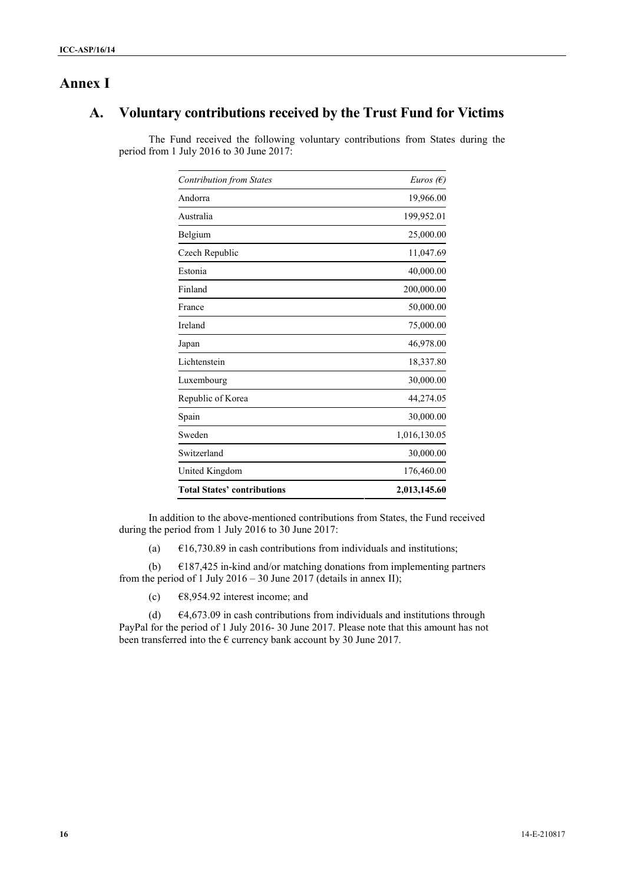# Annex I

## A. Voluntary contributions received by the Trust Fund for Victims

The Fund received the following voluntary contributions from States during the period from 1 July 2016 to 30 June 2017:

| *Contribution from States* | *Euros (€)* |
|---|---:|
| Andorra | 19,966.00 |
| Australia | 199,952.01 |
| Belgium | 25,000.00 |
| Czech Republic | 11,047.69 |
| Estonia | 40,000.00 |
| Finland | 200,000.00 |
| France | 50,000.00 |
| Ireland | 75,000.00 |
| Japan | 46,978.00 |
| Lichtenstein | 18,337.80 |
| Luxembourg | 30,000.00 |
| Republic of Korea | 44,274.05 |
| Spain | 30,000.00 |
| Sweden | 1,016,130.05 |
| Switzerland | 30,000.00 |
| United Kingdom | 176,460.00 |
| **Total States' contributions** | **2,013,145.60** |

In addition to the above-mentioned contributions from States, the Fund received during the period from 1 July 2016 to 30 June 2017:

(a) €16,730.89 in cash contributions from individuals and institutions;

(b) €187,425 in-kind and/or matching donations from implementing partners from the period of 1 July 2016 – 30 June 2017 (details in annex II);

(c) €8,954.92 interest income; and

(d) €4,673.09 in cash contributions from individuals and institutions through PayPal for the period of 1 July 2016- 30 June 2017. Please note that this amount has not been transferred into the € currency bank account by 30 June 2017.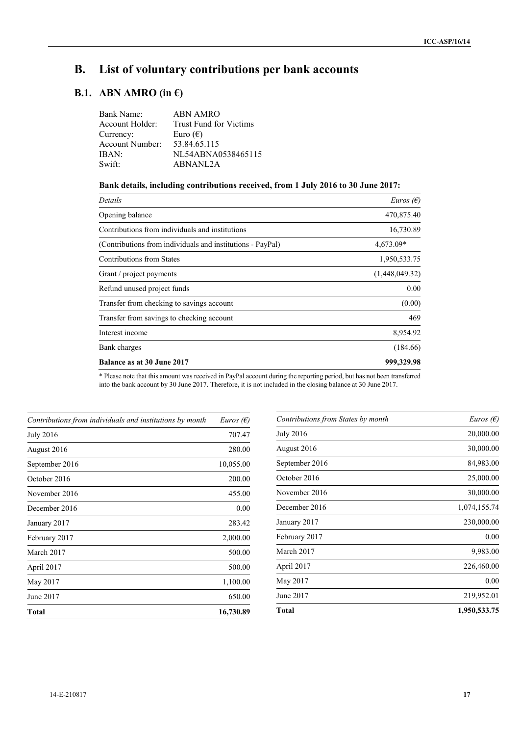## B. List of voluntary contributions per bank accounts

### B.1. ABN AMRO (in €)

Bank Name: ABN AMRO
Account Holder: Trust Fund for Victims
Currency: Euro (€)
Account Number: 53.84.65.115
IBAN: NL54ABNA0538465115
Swift: ABNANL2A

**Bank details, including contributions received, from 1 July 2016 to 30 June 2017:**

| *Details* | *Euros (€)* |
|---|---|
| Opening balance | 470,875.40 |
| Contributions from individuals and institutions | 16,730.89 |
| (Contributions from individuals and institutions - PayPal) | 4,673.09* |
| Contributions from States | 1,950,533.75 |
| Grant / project payments | (1,448,049.32) |
| Refund unused project funds | 0.00 |
| Transfer from checking to savings account | (0.00) |
| Transfer from savings to checking account | 469 |
| Interest income | 8,954.92 |
| Bank charges | (184.66) |
| **Balance as at 30 June 2017** | **999,329.98** |

\* Please note that this amount was received in PayPal account during the reporting period, but has not been transferred into the bank account by 30 June 2017. Therefore, it is not included in the closing balance at 30 June 2017.

| *Contributions from individuals and institutions by month* | *Euros (€)* |
|---|---|
| July 2016 | 707.47 |
| August 2016 | 280.00 |
| September 2016 | 10,055.00 |
| October 2016 | 200.00 |
| November 2016 | 455.00 |
| December 2016 | 0.00 |
| January 2017 | 283.42 |
| February 2017 | 2,000.00 |
| March 2017 | 500.00 |
| April 2017 | 500.00 |
| May 2017 | 1,100.00 |
| June 2017 | 650.00 |
| **Total** | **16,730.89** |

| *Contributions from States by month* | *Euros (€)* |
|---|---|
| July 2016 | 20,000.00 |
| August 2016 | 30,000.00 |
| September 2016 | 84,983.00 |
| October 2016 | 25,000.00 |
| November 2016 | 30,000.00 |
| December 2016 | 1,074,155.74 |
| January 2017 | 230,000.00 |
| February 2017 | 0.00 |
| March 2017 | 9,983.00 |
| April 2017 | 226,460.00 |
| May 2017 | 0.00 |
| June 2017 | 219,952.01 |
| **Total** | **1,950,533.75** |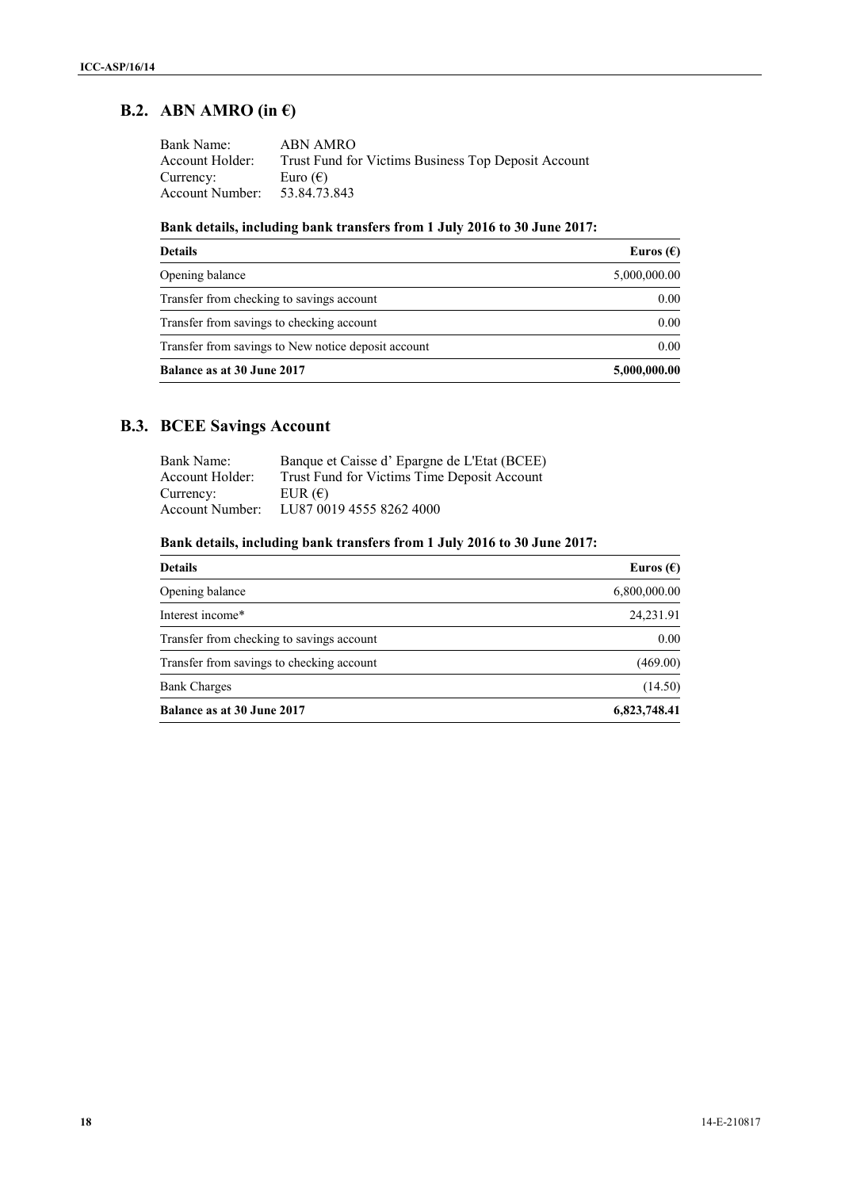## B.2. ABN AMRO (in €)

Bank Name: ABN AMRO
Account Holder: Trust Fund for Victims Business Top Deposit Account
Currency: Euro (€)
Account Number: 53.84.73.843

**Bank details, including bank transfers from 1 July 2016 to 30 June 2017:**

| Details | Euros (€) |
|---|---|
| Opening balance | 5,000,000.00 |
| Transfer from checking to savings account | 0.00 |
| Transfer from savings to checking account | 0.00 |
| Transfer from savings to New notice deposit account | 0.00 |
| **Balance as at 30 June 2017** | **5,000,000.00** |

## B.3. BCEE Savings Account

Bank Name: Banque et Caisse d' Epargne de L'Etat (BCEE)
Account Holder: Trust Fund for Victims Time Deposit Account
Currency: EUR (€)
Account Number: LU87 0019 4555 8262 4000

**Bank details, including bank transfers from 1 July 2016 to 30 June 2017:**

| Details | Euros (€) |
|---|---|
| Opening balance | 6,800,000.00 |
| Interest income* | 24,231.91 |
| Transfer from checking to savings account | 0.00 |
| Transfer from savings to checking account | (469.00) |
| Bank Charges | (14.50) |
| **Balance as at 30 June 2017** | **6,823,748.41** |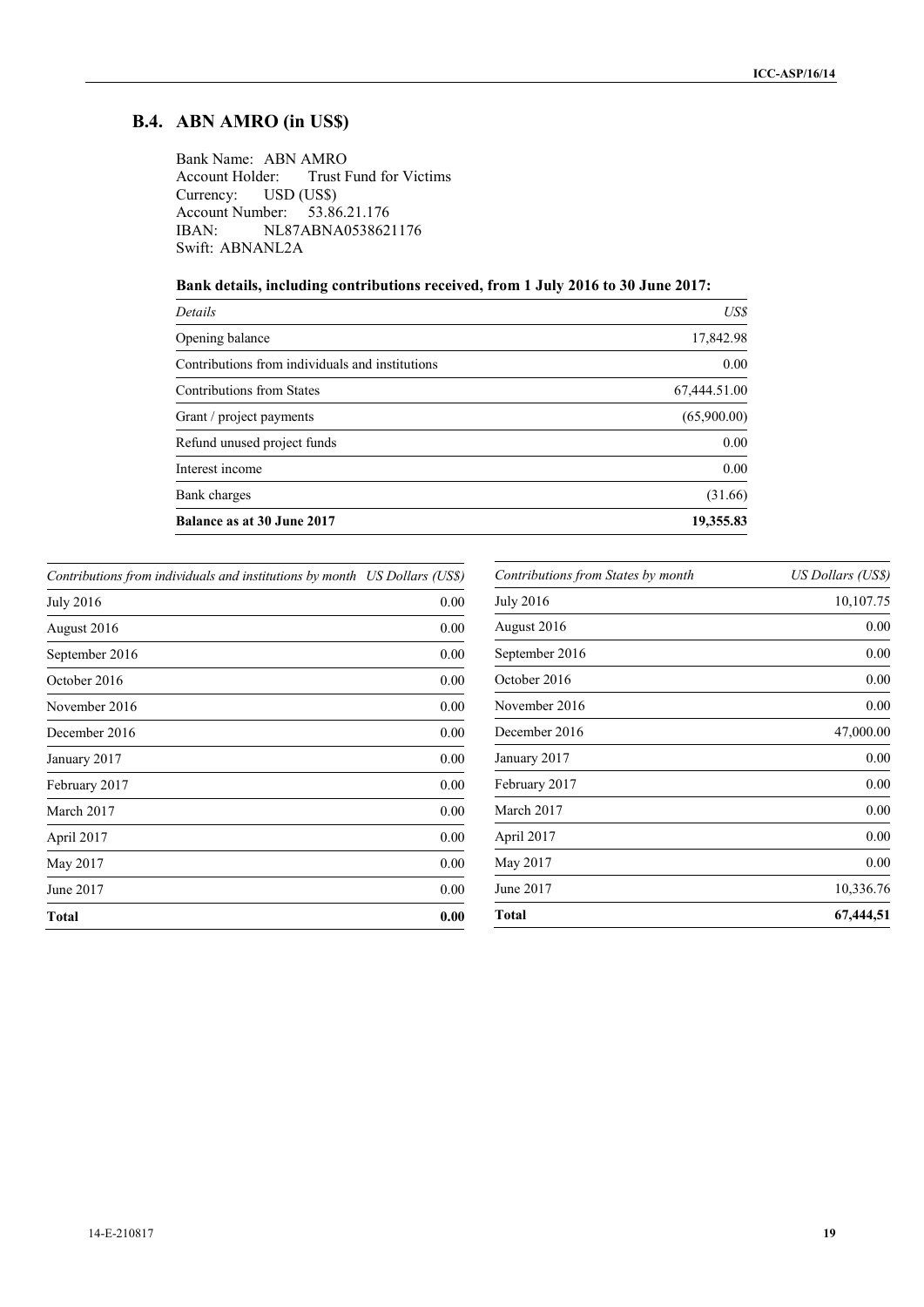## B.4. ABN AMRO (in US$)

Bank Name: ABN AMRO
Account Holder: Trust Fund for Victims
Currency: USD (US$)
Account Number: 53.86.21.176
IBAN: NL87ABNA0538621176
Swift: ABNANL2A

**Bank details, including contributions received, from 1 July 2016 to 30 June 2017:**

| *Details* | *US$* |
|---|---:|
| Opening balance | 17,842.98 |
| Contributions from individuals and institutions | 0.00 |
| Contributions from States | 67,444.51.00 |
| Grant / project payments | (65,900.00) |
| Refund unused project funds | 0.00 |
| Interest income | 0.00 |
| Bank charges | (31.66) |
| **Balance as at 30 June 2017** | **19,355.83** |

| *Contributions from individuals and institutions by month* | *US Dollars (US$)* |
|---|---:|
| July 2016 | 0.00 |
| August 2016 | 0.00 |
| September 2016 | 0.00 |
| October 2016 | 0.00 |
| November 2016 | 0.00 |
| December 2016 | 0.00 |
| January 2017 | 0.00 |
| February 2017 | 0.00 |
| March 2017 | 0.00 |
| April 2017 | 0.00 |
| May 2017 | 0.00 |
| June 2017 | 0.00 |
| **Total** | **0.00** |

| *Contributions from States by month* | *US Dollars (US$)* |
|---|---:|
| July 2016 | 10,107.75 |
| August 2016 | 0.00 |
| September 2016 | 0.00 |
| October 2016 | 0.00 |
| November 2016 | 0.00 |
| December 2016 | 47,000.00 |
| January 2017 | 0.00 |
| February 2017 | 0.00 |
| March 2017 | 0.00 |
| April 2017 | 0.00 |
| May 2017 | 0.00 |
| June 2017 | 10,336.76 |
| **Total** | **67,444,51** |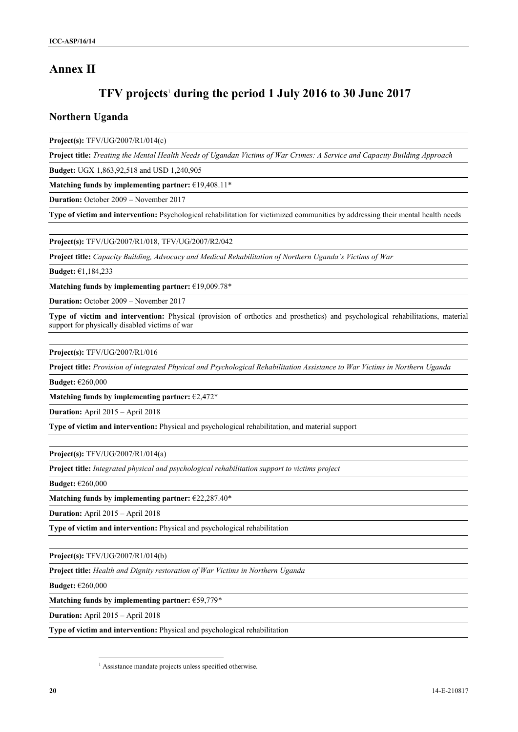# Annex II

## TFV projects[1] during the period 1 July 2016 to 30 June 2017

### Northern Uganda

**Project(s):** TFV/UG/2007/R1/014(c)

**Project title:** *Treating the Mental Health Needs of Ugandan Victims of War Crimes: A Service and Capacity Building Approach*

**Budget:** UGX 1,863,92,518 and USD 1,240,905

**Matching funds by implementing partner:** €19,408.11*

**Duration:** October 2009 – November 2017

**Type of victim and intervention:** Psychological rehabilitation for victimized communities by addressing their mental health needs

---

**Project(s):** TFV/UG/2007/R1/018, TFV/UG/2007/R2/042

**Project title:** *Capacity Building, Advocacy and Medical Rehabilitation of Northern Uganda's Victims of War*

**Budget:** €1,184,233

**Matching funds by implementing partner:** €19,009.78*

**Duration:** October 2009 – November 2017

**Type of victim and intervention:** Physical (provision of orthotics and prosthetics) and psychological rehabilitations, material support for physically disabled victims of war

---

**Project(s):** TFV/UG/2007/R1/016

**Project title:** *Provision of integrated Physical and Psychological Rehabilitation Assistance to War Victims in Northern Uganda*

**Budget:** €260,000

**Matching funds by implementing partner:** €2,472*

**Duration:** April 2015 – April 2018

**Type of victim and intervention:** Physical and psychological rehabilitation, and material support

---

**Project(s):** TFV/UG/2007/R1/014(a)

**Project title:** *Integrated physical and psychological rehabilitation support to victims project*

**Budget:** €260,000

**Matching funds by implementing partner:** €22,287.40*

**Duration:** April 2015 – April 2018

**Type of victim and intervention:** Physical and psychological rehabilitation

---

**Project(s):** TFV/UG/2007/R1/014(b)

**Project title:** *Health and Dignity restoration of War Victims in Northern Uganda*

**Budget:** €260,000

**Matching funds by implementing partner:** €59,779*

**Duration:** April 2015 – April 2018

**Type of victim and intervention:** Physical and psychological rehabilitation

---

[1] Assistance mandate projects unless specified otherwise.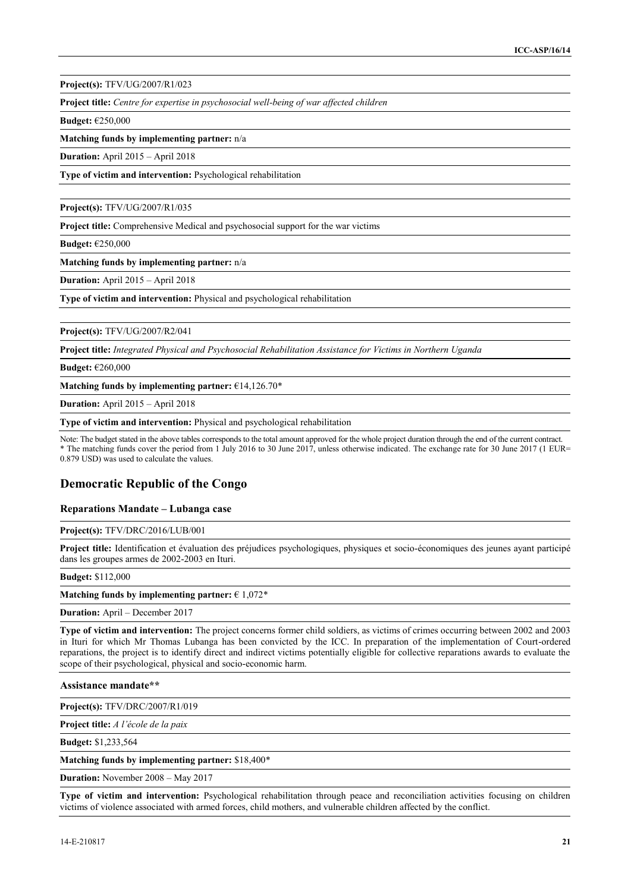**Project(s):** TFV/UG/2007/R1/023

**Project title:** *Centre for expertise in psychosocial well-being of war affected children*

**Budget:** €250,000

**Matching funds by implementing partner:** n/a

**Duration:** April 2015 – April 2018

**Type of victim and intervention:** Psychological rehabilitation

**Project(s):** TFV/UG/2007/R1/035

**Project title:** Comprehensive Medical and psychosocial support for the war victims

**Budget:** €250,000

**Matching funds by implementing partner:** n/a

**Duration:** April 2015 – April 2018

**Type of victim and intervention:** Physical and psychological rehabilitation

**Project(s):** TFV/UG/2007/R2/041

**Project title:** *Integrated Physical and Psychosocial Rehabilitation Assistance for Victims in Northern Uganda*

**Budget:** €260,000

**Matching funds by implementing partner:** €14,126.70*

**Duration:** April 2015 – April 2018

**Type of victim and intervention:** Physical and psychological rehabilitation

Note: The budget stated in the above tables corresponds to the total amount approved for the whole project duration through the end of the current contract.
* The matching funds cover the period from 1 July 2016 to 30 June 2017, unless otherwise indicated. The exchange rate for 30 June 2017 (1 EUR= 0.879 USD) was used to calculate the values.

## Democratic Republic of the Congo

### Reparations Mandate – Lubanga case

**Project(s):** TFV/DRC/2016/LUB/001

**Project title:** Identification et évaluation des préjudices psychologiques, physiques et socio-économiques des jeunes ayant participé dans les groupes armes de 2002-2003 en Ituri.

**Budget:** $112,000

**Matching funds by implementing partner:** € 1,072*

**Duration:** April – December 2017

**Type of victim and intervention:** The project concerns former child soldiers, as victims of crimes occurring between 2002 and 2003 in Ituri for which Mr Thomas Lubanga has been convicted by the ICC. In preparation of the implementation of Court-ordered reparations, the project is to identify direct and indirect victims potentially eligible for collective reparations awards to evaluate the scope of their psychological, physical and socio-economic harm.

### Assistance mandate**

**Project(s):** TFV/DRC/2007/R1/019

**Project title:** *A l'école de la paix*

**Budget:** $1,233,564

**Matching funds by implementing partner:** $18,400*

**Duration:** November 2008 – May 2017

**Type of victim and intervention:** Psychological rehabilitation through peace and reconciliation activities focusing on children victims of violence associated with armed forces, child mothers, and vulnerable children affected by the conflict.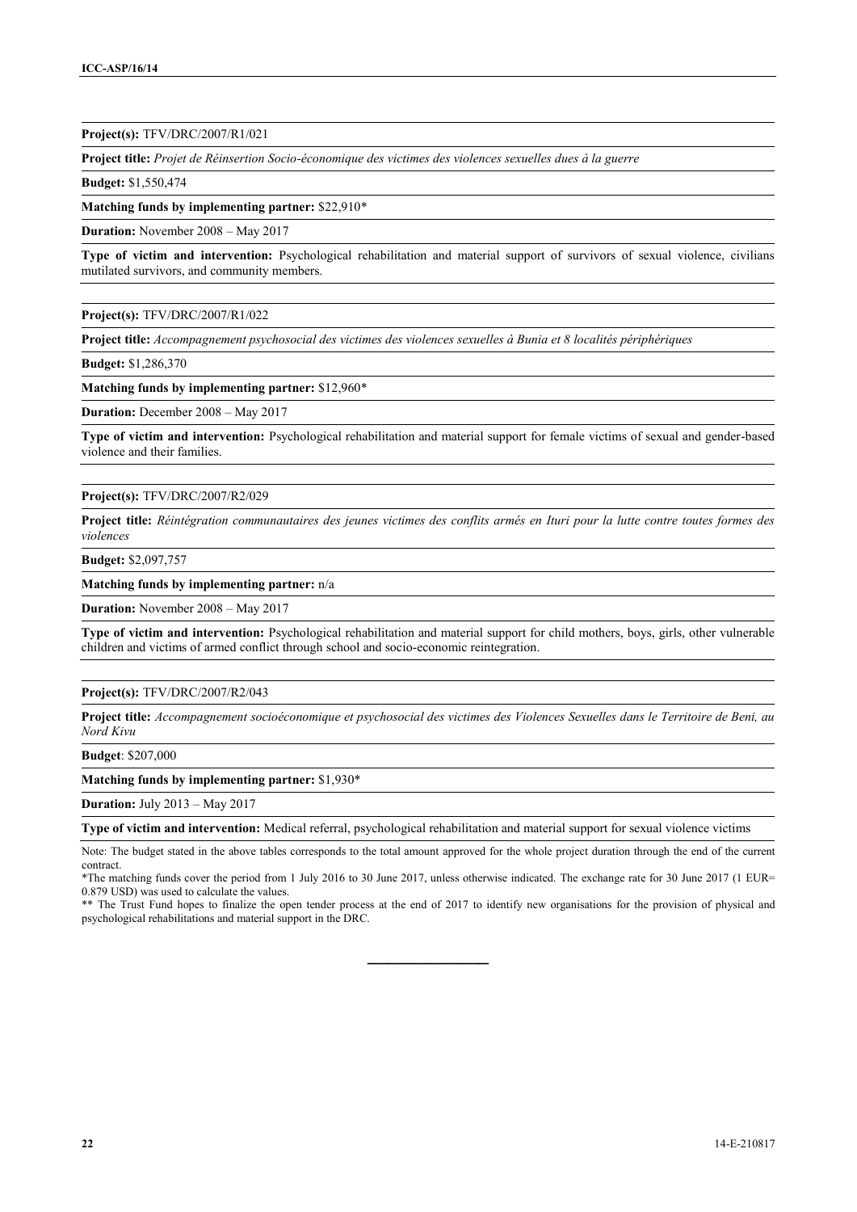**Project(s):** TFV/DRC/2007/R1/021

**Project title:** *Projet de Réinsertion Socio-économique des victimes des violences sexuelles dues à la guerre*

**Budget:** $1,550,474

**Matching funds by implementing partner:** $22,910*

**Duration:** November 2008 – May 2017

**Type of victim and intervention:** Psychological rehabilitation and material support of survivors of sexual violence, civilians mutilated survivors, and community members.

**Project(s):** TFV/DRC/2007/R1/022

**Project title:** *Accompagnement psychosocial des victimes des violences sexuelles à Bunia et 8 localités périphériques*

**Budget:** $1,286,370

**Matching funds by implementing partner:** $12,960*

**Duration:** December 2008 – May 2017

**Type of victim and intervention:** Psychological rehabilitation and material support for female victims of sexual and gender-based violence and their families.

**Project(s):** TFV/DRC/2007/R2/029

**Project title:** *Réintégration communautaires des jeunes victimes des conflits armés en Ituri pour la lutte contre toutes formes des violences*

**Budget:** $2,097,757

**Matching funds by implementing partner:** n/a

**Duration:** November 2008 – May 2017

**Type of victim and intervention:** Psychological rehabilitation and material support for child mothers, boys, girls, other vulnerable children and victims of armed conflict through school and socio-economic reintegration.

**Project(s):** TFV/DRC/2007/R2/043

**Project title:** *Accompagnement socioéconomique et psychosocial des victimes des Violences Sexuelles dans le Territoire de Beni, au Nord Kivu*

**Budget**: $207,000

**Matching funds by implementing partner:** $1,930*

**Duration:** July 2013 – May 2017

**Type of victim and intervention:** Medical referral, psychological rehabilitation and material support for sexual violence victims

Note: The budget stated in the above tables corresponds to the total amount approved for the whole project duration through the end of the current contract.

*The matching funds cover the period from 1 July 2016 to 30 June 2017, unless otherwise indicated. The exchange rate for 30 June 2017 (1 EUR= 0.879 USD) was used to calculate the values.

** The Trust Fund hopes to finalize the open tender process at the end of 2017 to identify new organisations for the provision of physical and psychological rehabilitations and material support in the DRC.

___________________